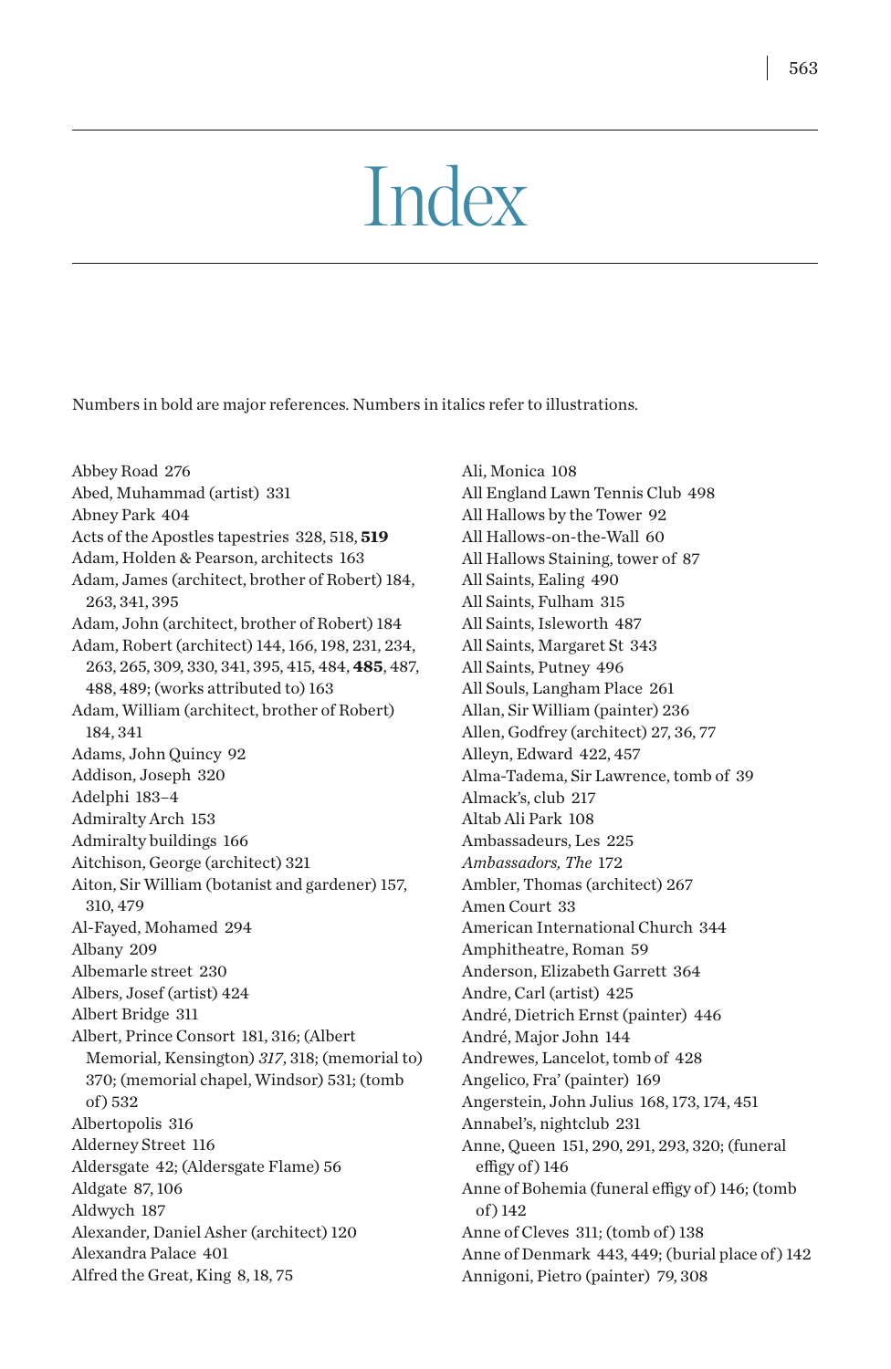# Index

Numbers in bold are major references. Numbers in italics refer to illustrations.

Abbey Road 276
Abed, Muhammad (artist) 331
Abney Park 404
Acts of the Apostles tapestries 328, 518, **519**
Adam, Holden & Pearson, architects 163
Adam, James (architect, brother of Robert) 184, 263, 341, 395
Adam, John (architect, brother of Robert) 184
Adam, Robert (architect) 144, 166, 198, 231, 234, 263, 265, 309, 330, 341, 395, 415, 484, **485**, 487, 488, 489; (works attributed to) 163
Adam, William (architect, brother of Robert) 184, 341
Adams, John Quincy 92
Addison, Joseph 320
Adelphi 183–4
Admiralty Arch 153
Admiralty buildings 166
Aitchison, George (architect) 321
Aiton, Sir William (botanist and gardener) 157, 310, 479
Al-Fayed, Mohamed 294
Albany 209
Albemarle street 230
Albers, Josef (artist) 424
Albert Bridge 311
Albert, Prince Consort 181, 316; (Albert Memorial, Kensington) *317*, 318; (memorial to) 370; (memorial chapel, Windsor) 531; (tomb of) 532
Albertopolis 316
Alderney Street 116
Aldersgate 42; (Aldersgate Flame) 56
Aldgate 87, 106
Aldwych 187
Alexander, Daniel Asher (architect) 120
Alexandra Palace 401
Alfred the Great, King 8, 18, 75
Ali, Monica 108
All England Lawn Tennis Club 498
All Hallows by the Tower 92
All Hallows-on-the-Wall 60
All Hallows Staining, tower of 87
All Saints, Ealing 490
All Saints, Fulham 315
All Saints, Isleworth 487
All Saints, Margaret St 343
All Saints, Putney 496
All Souls, Langham Place 261
Allan, Sir William (painter) 236
Allen, Godfrey (architect) 27, 36, 77
Alleyn, Edward 422, 457
Alma-Tadema, Sir Lawrence, tomb of 39
Almack's, club 217
Altab Ali Park 108
Ambassadeurs, Les 225
*Ambassadors, The* 172
Ambler, Thomas (architect) 267
Amen Court 33
American International Church 344
Amphitheatre, Roman 59
Anderson, Elizabeth Garrett 364
Andre, Carl (artist) 425
André, Dietrich Ernst (painter) 446
André, Major John 144
Andrewes, Lancelot, tomb of 428
Angelico, Fra' (painter) 169
Angerstein, John Julius 168, 173, 174, 451
Annabel's, nightclub 231
Anne, Queen 151, 290, 291, 293, 320; (funeral effigy of) 146
Anne of Bohemia (funeral effigy of) 146; (tomb of) 142
Anne of Cleves 311; (tomb of) 138
Anne of Denmark 443, 449; (burial place of) 142
Annigoni, Pietro (painter) 79, 308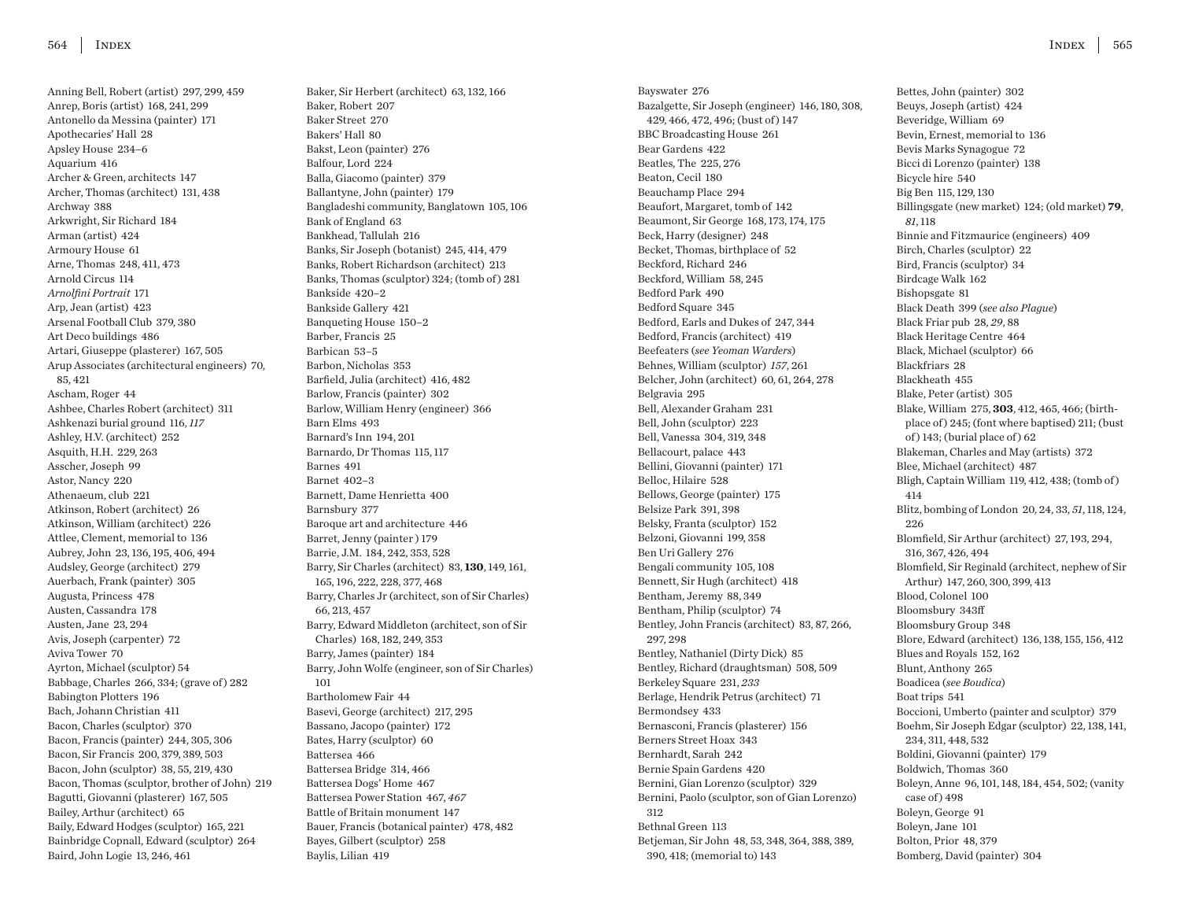Anning Bell, Robert (artist) 297, 299, 459
Anrep, Boris (artist) 168, 241, 299
Antonello da Messina (painter) 171
Apothecaries' Hall 28
Apsley House 234–6
Aquarium 416
Archer & Green, architects 147
Archer, Thomas (architect) 131, 438
Archway 388
Arkwright, Sir Richard 184
Arman (artist) 424
Armoury House 61
Arne, Thomas 248, 411, 473
Arnold Circus 114
*Arnolfini Portrait* 171
Arp, Jean (artist) 423
Arsenal Football Club 379, 380
Art Deco buildings 486
Artari, Giuseppe (plasterer) 167, 505
Arup Associates (architectural engineers) 70, 85, 421
Ascham, Roger 44
Ashbee, Charles Robert (architect) 311
Ashkenazi burial ground 116, *117*
Ashley, H.V. (architect) 252
Asquith, H.H. 229, 263
Asscher, Joseph 99
Astor, Nancy 220
Athenaeum, club 221
Atkinson, Robert (architect) 26
Atkinson, William (architect) 226
Attlee, Clement, memorial to 136
Aubrey, John 23, 136, 195, 406, 494
Audsley, George (architect) 279
Auerbach, Frank (painter) 305
Augusta, Princess 478
Austen, Cassandra 178
Austen, Jane 23, 294
Avis, Joseph (carpenter) 72
Aviva Tower 70
Ayrton, Michael (sculptor) 54
Babbage, Charles 266, 334; (grave of) 282
Babington Plotters 196
Bach, Johann Christian 411
Bacon, Charles (sculptor) 370
Bacon, Francis (painter) 244, 305, 306
Bacon, Sir Francis 200, 379, 389, 503
Bacon, John (sculptor) 38, 55, 219, 430
Bacon, Thomas (sculptor, brother of John) 219
Bagutti, Giovanni (plasterer) 167, 505
Bailey, Arthur (architect) 65
Baily, Edward Hodges (sculptor) 165, 221
Bainbridge Copnall, Edward (sculptor) 264
Baird, John Logie 13, 246, 461
Baker, Sir Herbert (architect) 63, 132, 166
Baker, Robert 207
Baker Street 270
Bakers' Hall 80
Bakst, Leon (painter) 276
Balfour, Lord 224
Balla, Giacomo (painter) 379
Ballantyne, John (painter) 179
Bangladeshi community, Banglatown 105, 106
Bank of England 63
Bankhead, Tallulah 216
Banks, Sir Joseph (botanist) 245, 414, 479
Banks, Robert Richardson (architect) 213
Banks, Thomas (sculptor) 324; (tomb of) 281
Bankside 420–2
Bankside Gallery 421
Banqueting House 150–2
Barber, Francis 25
Barbican 53–5
Barbon, Nicholas 353
Barfield, Julia (architect) 416, 482
Barlow, Francis (painter) 302
Barlow, William Henry (engineer) 366
Barn Elms 493
Barnard's Inn 194, 201
Barnardo, Dr Thomas 115, 117
Barnes 491
Barnet 402–3
Barnett, Dame Henrietta 400
Barnsbury 377
Baroque art and architecture 446
Barret, Jenny (painter ) 179
Barrie, J.M. 184, 242, 353, 528
Barry, Sir Charles (architect) 83, **130**, 149, 161, 165, 196, 222, 228, 377, 468
Barry, Charles Jr (architect, son of Sir Charles) 66, 213, 457
Barry, Edward Middleton (architect, son of Sir Charles) 168, 182, 249, 353
Barry, James (painter) 184
Barry, John Wolfe (engineer, son of Sir Charles) 101
Bartholomew Fair 44
Basevi, George (architect) 217, 295
Bassano, Jacopo (painter) 172
Bates, Harry (sculptor) 60
Battersea 466
Battersea Bridge 314, 466
Battersea Dogs' Home 467
Battersea Power Station 467, *467*
Battle of Britain monument 147
Bauer, Francis (botanical painter) 478, 482
Bayes, Gilbert (sculptor) 258
Baylis, Lilian 419
Bayswater 276
Bazalgette, Sir Joseph (engineer) 146, 180, 308, 429, 466, 472, 496; (bust of) 147
BBC Broadcasting House 261
Bear Gardens 422
Beatles, The 225, 276
Beaton, Cecil 180
Beauchamp Place 294
Beaufort, Margaret, tomb of 142
Beaumont, Sir George 168, 173, 174, 175
Beck, Harry (designer) 248
Becket, Thomas, birthplace of 52
Beckford, Richard 246
Beckford, William 58, 245
Bedford Park 490
Bedford Square 345
Bedford, Earls and Dukes of 247, 344
Bedford, Francis (architect) 419
Beefeaters (*see Yeoman Warders*)
Behnes, William (sculptor) *157*, 261
Belcher, John (architect) 60, 61, 264, 278
Belgravia 295
Bell, Alexander Graham 231
Bell, John (sculptor) 223
Bell, Vanessa 304, 319, 348
Bellacourt, palace 443
Bellini, Giovanni (painter) 171
Belloc, Hilaire 528
Bellows, George (painter) 175
Belsize Park 391, 398
Belsky, Franta (sculptor) 152
Belzoni, Giovanni 199, 358
Ben Uri Gallery 276
Bengali community 105, 108
Bennett, Sir Hugh (architect) 418
Bentham, Jeremy 88, 349
Bentham, Philip (sculptor) 74
Bentley, John Francis (architect) 83, 87, 266, 297, 298
Bentley, Nathaniel (Dirty Dick) 85
Bentley, Richard (draughtsman) 508, 509
Berkeley Square 231, *233*
Berlage, Hendrik Petrus (architect) 71
Bermondsey 433
Bernasconi, Francis (plasterer) 156
Berners Street Hoax 343
Bernhardt, Sarah 242
Bernie Spain Gardens 420
Bernini, Gian Lorenzo (sculptor) 329
Bernini, Paolo (sculptor, son of Gian Lorenzo) 312
Bethnal Green 113
Betjeman, Sir John 48, 53, 348, 364, 388, 389, 390, 418; (memorial to) 143
Bettes, John (painter) 302
Beuys, Joseph (artist) 424
Beveridge, William 69
Bevin, Ernest, memorial to 136
Bevis Marks Synagogue 72
Bicci di Lorenzo (painter) 138
Bicycle hire 540
Big Ben 115, 129, 130
Billingsgate (new market) 124; (old market) **79**, *81*, 118
Binnie and Fitzmaurice (engineers) 409
Birch, Charles (sculptor) 22
Bird, Francis (sculptor) 34
Birdcage Walk 162
Bishopsgate 81
Black Death 399 (*see also Plague*)
Black Friar pub 28, *29*, 88
Black Heritage Centre 464
Black, Michael (sculptor) 66
Blackfriars 28
Blackheath 455
Blake, Peter (artist) 305
Blake, William 275, **303**, 412, 465, 466; (birthplace of) 245; (font where baptised) 211; (bust of) 143; (burial place of) 62
Blakeman, Charles and May (artists) 372
Blee, Michael (architect) 487
Bligh, Captain William 119, 412, 438; (tomb of) 414
Blitz, bombing of London 20, 24, 33, *51*, 118, 124, 226
Blomfield, Sir Arthur (architect) 27, 193, 294, 316, 367, 426, 494
Blomfield, Sir Reginald (architect, nephew of Sir Arthur) 147, 260, 300, 399, 413
Blood, Colonel 100
Bloomsbury 343ff
Bloomsbury Group 348
Blore, Edward (architect) 136, 138, 155, 156, 412
Blues and Royals 152, 162
Blunt, Anthony 265
Boadicea (*see Boudica*)
Boat trips 541
Boccioni, Umberto (painter and sculptor) 379
Boehm, Sir Joseph Edgar (sculptor) 22, 138, 141, 234, 311, 448, 532
Boldini, Giovanni (painter) 179
Boldwich, Thomas 360
Boleyn, Anne 96, 101, 148, 184, 454, 502; (vanity case of) 498
Boleyn, George 91
Boleyn, Jane 101
Bolton, Prior 48, 379
Bomberg, David (painter) 304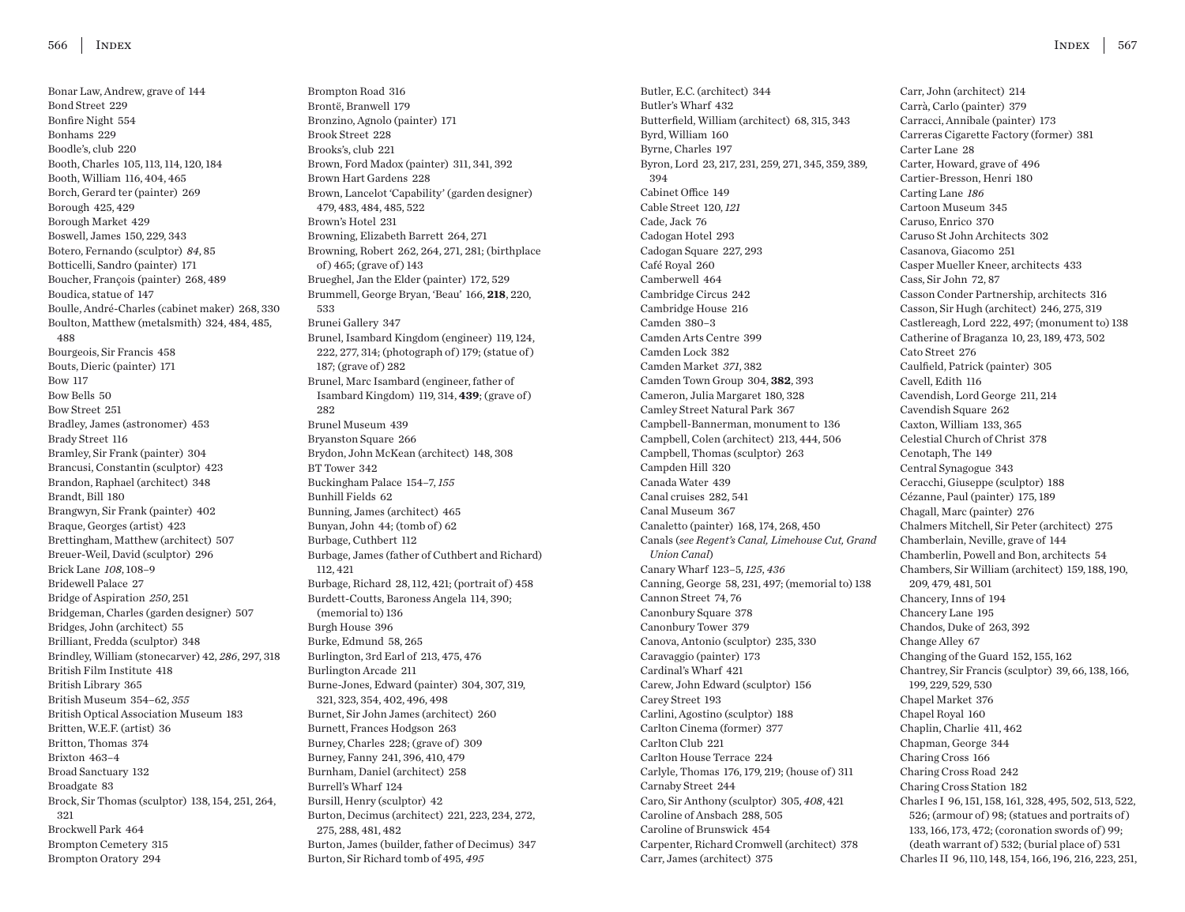Bonar Law, Andrew, grave of 144
Bond Street 229
Bonfire Night 554
Bonhams 229
Boodle's, club 220
Booth, Charles 105, 113, 114, 120, 184
Booth, William 116, 404, 465
Borch, Gerard ter (painter) 269
Borough 425, 429
Borough Market 429
Boswell, James 150, 229, 343
Botero, Fernando (sculptor) *84*, 85
Botticelli, Sandro (painter) 171
Boucher, François (painter) 268, 489
Boudica, statue of 147
Boulle, André-Charles (cabinet maker) 268, 330
Boulton, Matthew (metalsmith) 324, 484, 485, 488
Bourgeois, Sir Francis 458
Bouts, Dieric (painter) 171
Bow 117
Bow Bells 50
Bow Street 251
Bradley, James (astronomer) 453
Brady Street 116
Bramley, Sir Frank (painter) 304
Brancusi, Constantin (sculptor) 423
Brandon, Raphael (architect) 348
Brandt, Bill 180
Brangwyn, Sir Frank (painter) 402
Braque, Georges (artist) 423
Brettingham, Matthew (architect) 507
Breuer-Weil, David (sculptor) 296
Brick Lane *108*, 108–9
Bridewell Palace 27
Bridge of Aspiration *250*, 251
Bridgeman, Charles (garden designer) 507
Bridges, John (architect) 55
Brilliant, Fredda (sculptor) 348
Brindley, William (stonecarver) 42, *286*, 297, 318
British Film Institute 418
British Library 365
British Museum 354–62, *355*
British Optical Association Museum 183
Britten, W.E.F. (artist) 36
Britton, Thomas 374
Brixton 463–4
Broad Sanctuary 132
Broadgate 83
Brock, Sir Thomas (sculptor) 138, 154, 251, 264, 321
Brockwell Park 464
Brompton Cemetery 315
Brompton Oratory 294
Brompton Road 316
Brontë, Branwell 179
Bronzino, Agnolo (painter) 171
Brook Street 228
Brooks's, club 221
Brown, Ford Madox (painter) 311, 341, 392
Brown Hart Gardens 228
Brown, Lancelot 'Capability' (garden designer) 479, 483, 484, 485, 522
Brown's Hotel 231
Browning, Elizabeth Barrett 264, 271
Browning, Robert 262, 264, 271, 281; (birthplace of) 465; (grave of) 143
Brueghel, Jan the Elder (painter) 172, 529
Brummell, George Bryan, 'Beau' 166, **218**, 220, 533
Brunei Gallery 347
Brunel, Isambard Kingdom (engineer) 119, 124, 222, 277, 314; (photograph of) 179; (statue of) 187; (grave of) 282
Brunel, Marc Isambard (engineer, father of Isambard Kingdom) 119, 314, **439**; (grave of) 282
Brunel Museum 439
Bryanston Square 266
Brydon, John McKean (architect) 148, 308
BT Tower 342
Buckingham Palace 154–7, *155*
Bunhill Fields 62
Bunning, James (architect) 465
Bunyan, John 44; (tomb of) 62
Burbage, Cuthbert 112
Burbage, James (father of Cuthbert and Richard) 112, 421
Burbage, Richard 28, 112, 421; (portrait of) 458
Burdett-Coutts, Baroness Angela 114, 390; (memorial to) 136
Burgh House 396
Burke, Edmund 58, 265
Burlington, 3rd Earl of 213, 475, 476
Burlington Arcade 211
Burne-Jones, Edward (painter) 304, 307, 319, 321, 323, 354, 402, 496, 498
Burnet, Sir John James (architect) 260
Burnett, Frances Hodgson 263
Burney, Charles 228; (grave of) 309
Burney, Fanny 241, 396, 410, 479
Burnham, Daniel (architect) 258
Burrell's Wharf 124
Bursill, Henry (sculptor) 42
Burton, Decimus (architect) 221, 223, 234, 272, 275, 288, 481, 482
Burton, James (builder, father of Decimus) 347
Burton, Sir Richard tomb of 495, *495*
Butler, E.C. (architect) 344
Butler's Wharf 432
Butterfield, William (architect) 68, 315, 343
Byrd, William 160
Byrne, Charles 197
Byron, Lord 23, 217, 231, 259, 271, 345, 359, 389, 394
Cabinet Office 149
Cable Street 120, *121*
Cade, Jack 76
Cadogan Hotel 293
Cadogan Square 227, 293
Café Royal 260
Camberwell 464
Cambridge Circus 242
Cambridge House 216
Camden 380–3
Camden Arts Centre 399
Camden Lock 382
Camden Market *371*, 382
Camden Town Group 304, **382**, 393
Cameron, Julia Margaret 180, 328
Camley Street Natural Park 367
Campbell-Bannerman, monument to 136
Campbell, Colen (architect) 213, 444, 506
Campbell, Thomas (sculptor) 263
Campden Hill 320
Canada Water 439
Canal cruises 282, 541
Canal Museum 367
Canaletto (painter) 168, 174, 268, 450
Canals (*see Regent's Canal, Limehouse Cut, Grand Union Canal*)
Canary Wharf 123–5, *125*, *436*
Canning, George 58, 231, 497; (memorial to) 138
Cannon Street 74, 76
Canonbury Square 378
Canonbury Tower 379
Canova, Antonio (sculptor) 235, 330
Caravaggio (painter) 173
Cardinal's Wharf 421
Carew, John Edward (sculptor) 156
Carey Street 193
Carlini, Agostino (sculptor) 188
Carlton Cinema (former) 377
Carlton Club 221
Carlton House Terrace 224
Carlyle, Thomas 176, 179, 219; (house of) 311
Carnaby Street 244
Caro, Sir Anthony (sculptor) 305, *408*, 421
Caroline of Ansbach 288, 505
Caroline of Brunswick 454
Carpenter, Richard Cromwell (architect) 378
Carr, James (architect) 375
Carr, John (architect) 214
Carrà, Carlo (painter) 379
Carracci, Annibale (painter) 173
Carreras Cigarette Factory (former) 381
Carter Lane 28
Carter, Howard, grave of 496
Cartier-Bresson, Henri 180
Carting Lane *186*
Cartoon Museum 345
Caruso, Enrico 370
Caruso St John Architects 302
Casanova, Giacomo 251
Casper Mueller Kneer, architects 433
Cass, Sir John 72, 87
Casson Conder Partnership, architects 316
Casson, Sir Hugh (architect) 246, 275, 319
Castlereagh, Lord 222, 497; (monument to) 138
Catherine of Braganza 10, 23, 189, 473, 502
Cato Street 276
Caulfield, Patrick (painter) 305
Cavell, Edith 116
Cavendish, Lord George 211, 214
Cavendish Square 262
Caxton, William 133, 365
Celestial Church of Christ 378
Cenotaph, The 149
Central Synagogue 343
Ceracchi, Giuseppe (sculptor) 188
Cézanne, Paul (painter) 175, 189
Chagall, Marc (painter) 276
Chalmers Mitchell, Sir Peter (architect) 275
Chamberlain, Neville, grave of 144
Chamberlin, Powell and Bon, architects 54
Chambers, Sir William (architect) 159, 188, 190, 209, 479, 481, 501
Chancery, Inns of 194
Chancery Lane 195
Chandos, Duke of 263, 392
Change Alley 67
Changing of the Guard 152, 155, 162
Chantrey, Sir Francis (sculptor) 39, 66, 138, 166, 199, 229, 529, 530
Chapel Market 376
Chapel Royal 160
Chaplin, Charlie 411, 462
Chapman, George 344
Charing Cross 166
Charing Cross Road 242
Charing Cross Station 182
Charles I 96, 151, 158, 161, 328, 495, 502, 513, 522, 526; (armour of) 98; (statues and portraits of) 133, 166, 173, 472; (coronation swords of) 99; (death warrant of) 532; (burial place of) 531
Charles II 96, 110, 148, 154, 166, 196, 216, 223, 251,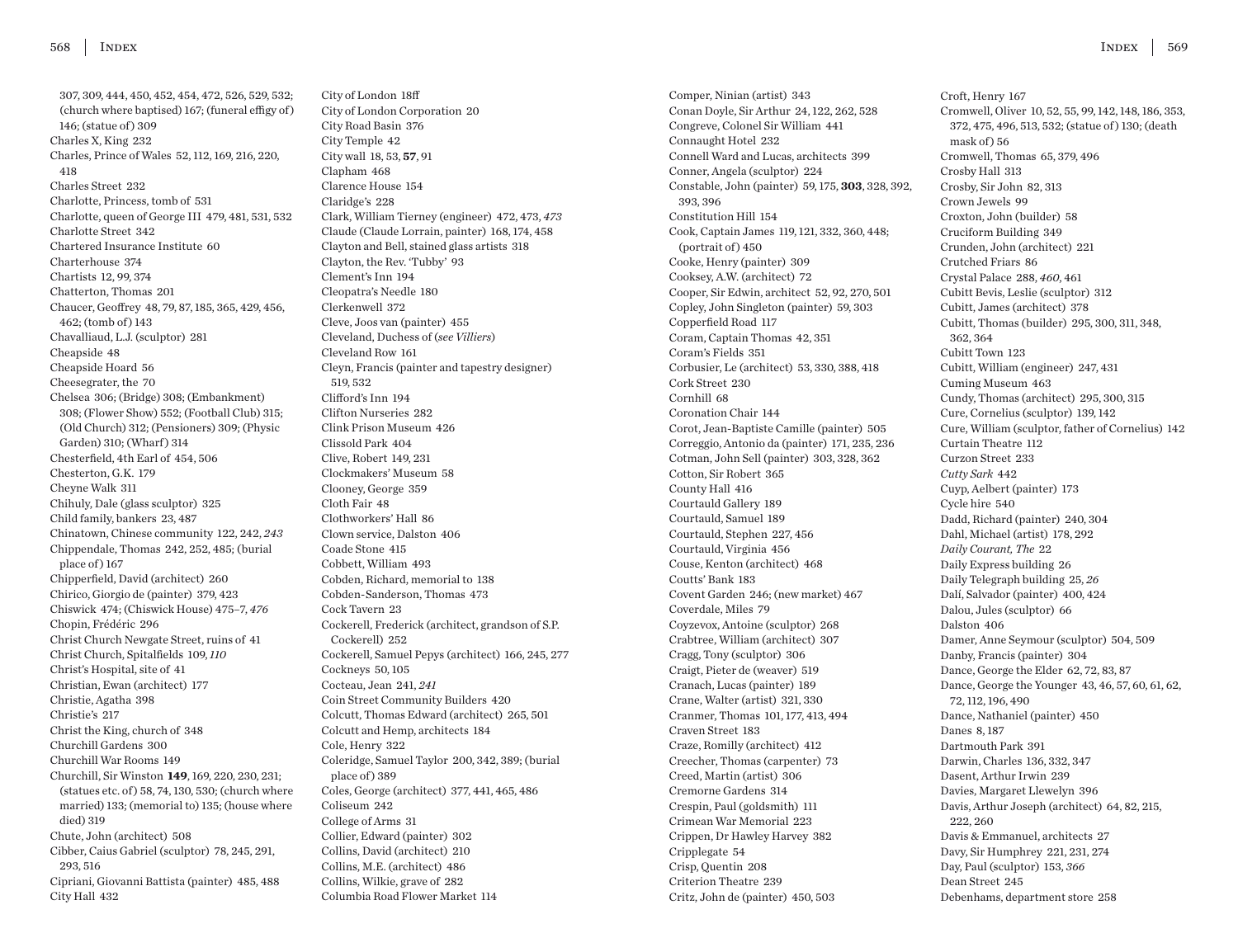307, 309, 444, 450, 452, 454, 472, 526, 529, 532; (church where baptised) 167; (funeral effigy of) 146; (statue of) 309
Charles X, King 232
Charles, Prince of Wales 52, 112, 169, 216, 220, 418
Charles Street 232
Charlotte, Princess, tomb of 531
Charlotte, queen of George III 479, 481, 531, 532
Charlotte Street 342
Chartered Insurance Institute 60
Charterhouse 374
Chartists 12, 99, 374
Chatterton, Thomas 201
Chaucer, Geoffrey 48, 79, 87, 185, 365, 429, 456, 462; (tomb of) 143
Chavalliaud, L.J. (sculptor) 281
Cheapside 48
Cheapside Hoard 56
Cheesegrater, the 70
Chelsea 306; (Bridge) 308; (Embankment) 308; (Flower Show) 552; (Football Club) 315; (Old Church) 312; (Pensioners) 309; (Physic Garden) 310; (Wharf) 314
Chesterfield, 4th Earl of 454, 506
Chesterton, G.K. 179
Cheyne Walk 311
Chihuly, Dale (glass sculptor) 325
Child family, bankers 23, 487
Chinatown, Chinese community 122, 242, *243*
Chippendale, Thomas 242, 252, 485; (burial place of) 167
Chipperfield, David (architect) 260
Chirico, Giorgio de (painter) 379, 423
Chiswick 474; (Chiswick House) 475–7, *476*
Chopin, Frédéric 296
Christ Church Newgate Street, ruins of 41
Christ Church, Spitalfields 109, *110*
Christ's Hospital, site of 41
Christian, Ewan (architect) 177
Christie, Agatha 398
Christie's 217
Christ the King, church of 348
Churchill Gardens 300
Churchill War Rooms 149
Churchill, Sir Winston **149**, 169, 220, 230, 231; (statues etc. of) 58, 74, 130, 530; (church where married) 133; (memorial to) 135; (house where died) 319
Chute, John (architect) 508
Cibber, Caius Gabriel (sculptor) 78, 245, 291, 293, 516
Cipriani, Giovanni Battista (painter) 485, 488
City Hall 432
City of London 18ff
City of London Corporation 20
City Road Basin 376
City Temple 42
City wall 18, 53, **57**, 91
Clapham 468
Clarence House 154
Claridge's 228
Clark, William Tierney (engineer) 472, 473, *473*
Claude (Claude Lorrain, painter) 168, 174, 458
Clayton and Bell, stained glass artists 318
Clayton, the Rev. 'Tubby' 93
Clement's Inn 194
Cleopatra's Needle 180
Clerkenwell 372
Cleve, Joos van (painter) 455
Cleveland, Duchess of (*see Villiers*)
Cleveland Row 161
Cleyn, Francis (painter and tapestry designer) 519, 532
Clifford's Inn 194
Clifton Nurseries 282
Clink Prison Museum 426
Clissold Park 404
Clive, Robert 149, 231
Clockmakers' Museum 58
Clooney, George 359
Cloth Fair 48
Clothworkers' Hall 86
Clown service, Dalston 406
Coade Stone 415
Cobbett, William 493
Cobden, Richard, memorial to 138
Cobden-Sanderson, Thomas 473
Cock Tavern 23
Cockerell, Frederick (architect, grandson of S.P. Cockerell) 252
Cockerell, Samuel Pepys (architect) 166, 245, 277
Cockneys 50, 105
Cocteau, Jean 241, *241*
Coin Street Community Builders 420
Colcutt, Thomas Edward (architect) 265, 501
Colcutt and Hemp, architects 184
Cole, Henry 322
Coleridge, Samuel Taylor 200, 342, 389; (burial place of) 389
Coles, George (architect) 377, 441, 465, 486
Coliseum 242
College of Arms 31
Collier, Edward (painter) 302
Collins, David (architect) 210
Collins, M.E. (architect) 486
Collins, Wilkie, grave of 282
Columbia Road Flower Market 114
Comper, Ninian (artist) 343
Conan Doyle, Sir Arthur 24, 122, 262, 528
Congreve, Colonel Sir William 441
Connaught Hotel 232
Connell Ward and Lucas, architects 399
Conner, Angela (sculptor) 224
Constable, John (painter) 59, 175, **303**, 328, 392, 393, 396
Constitution Hill 154
Cook, Captain James 119, 121, 332, 360, 448; (portrait of) 450
Cooke, Henry (painter) 309
Cooksey, A.W. (architect) 72
Cooper, Sir Edwin, architect 52, 92, 270, 501
Copley, John Singleton (painter) 59, 303
Copperfield Road 117
Coram, Captain Thomas 42, 351
Coram's Fields 351
Corbusier, Le (architect) 53, 330, 388, 418
Cork Street 230
Cornhill 68
Coronation Chair 144
Corot, Jean-Baptiste Camille (painter) 505
Correggio, Antonio da (painter) 171, 235, 236
Cotman, John Sell (painter) 303, 328, 362
Cotton, Sir Robert 365
County Hall 416
Courtauld Gallery 189
Courtauld, Samuel 189
Courtauld, Stephen 227, 456
Courtauld, Virginia 456
Couse, Kenton (architect) 468
Coutts' Bank 183
Covent Garden 246; (new market) 467
Coverdale, Miles 79
Coyzevox, Antoine (sculptor) 268
Crabtree, William (architect) 307
Cragg, Tony (sculptor) 306
Craigt, Pieter de (weaver) 519
Cranach, Lucas (painter) 189
Crane, Walter (artist) 321, 330
Cranmer, Thomas 101, 177, 413, 494
Craven Street 183
Craze, Romilly (architect) 412
Creecher, Thomas (carpenter) 73
Creed, Martin (artist) 306
Cremorne Gardens 314
Crespin, Paul (goldsmith) 111
Crimean War Memorial 223
Crippen, Dr Hawley Harvey 382
Cripplegate 54
Crisp, Quentin 208
Criterion Theatre 239
Critz, John de (painter) 450, 503
Croft, Henry 167
Cromwell, Oliver 10, 52, 55, 99, 142, 148, 186, 353, 372, 475, 496, 513, 532; (statue of) 130; (death mask of) 56
Cromwell, Thomas 65, 379, 496
Crosby Hall 313
Crosby, Sir John 82, 313
Crown Jewels 99
Croxton, John (builder) 58
Cruciform Building 349
Crunden, John (architect) 221
Crutched Friars 86
Crystal Palace 288, *460*, 461
Cubitt Bevis, Leslie (sculptor) 312
Cubitt, James (architect) 378
Cubitt, Thomas (builder) 295, 300, 311, 348, 362, 364
Cubitt Town 123
Cubitt, William (engineer) 247, 431
Cuming Museum 463
Cundy, Thomas (architect) 295, 300, 315
Cure, Cornelius (sculptor) 139, 142
Cure, William (sculptor, father of Cornelius) 142
Curtain Theatre 112
Curzon Street 233
*Cutty Sark* 442
Cuyp, Aelbert (painter) 173
Cycle hire 540
Dadd, Richard (painter) 240, 304
Dahl, Michael (artist) 178, 292
*Daily Courant, The* 22
Daily Express building 26
Daily Telegraph building 25, *26*
Dalí, Salvador (painter) 400, 424
Dalou, Jules (sculptor) 66
Dalston 406
Damer, Anne Seymour (sculptor) 504, 509
Danby, Francis (painter) 304
Dance, George the Elder 62, 72, 83, 87
Dance, George the Younger 43, 46, 57, 60, 61, 62, 72, 112, 196, 490
Dance, Nathaniel (painter) 450
Danes 8, 187
Dartmouth Park 391
Darwin, Charles 136, 332, 347
Dasent, Arthur Irwin 239
Davies, Margaret Llewelyn 396
Davis, Arthur Joseph (architect) 64, 82, 215, 222, 260
Davis & Emmanuel, architects 27
Davy, Sir Humphrey 221, 231, 274
Day, Paul (sculptor) 153, *366*
Dean Street 245
Debenhams, department store 258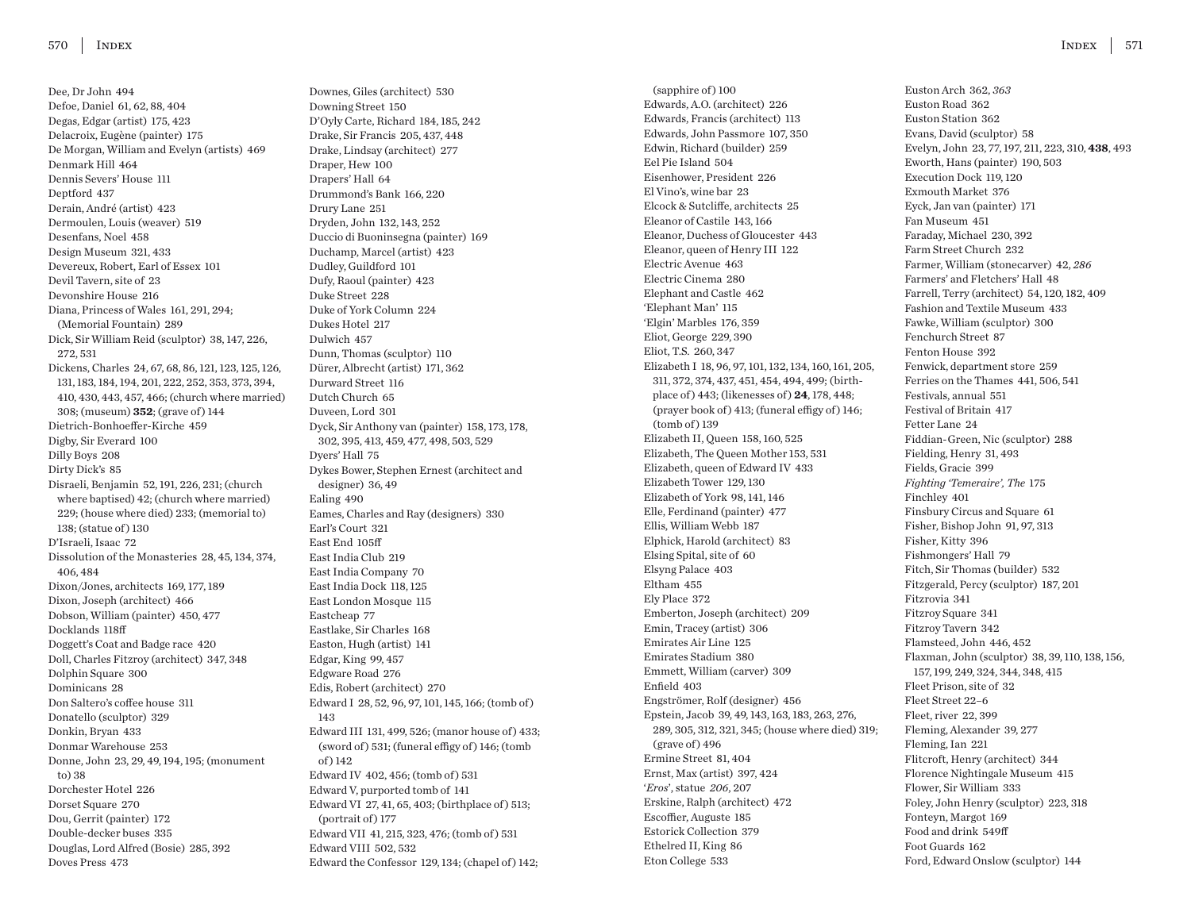Dee, Dr John 494
Defoe, Daniel 61, 62, 88, 404
Degas, Edgar (artist) 175, 423
Delacroix, Eugène (painter) 175
De Morgan, William and Evelyn (artists) 469
Denmark Hill 464
Dennis Severs' House 111
Deptford 437
Derain, André (artist) 423
Dermoulen, Louis (weaver) 519
Desenfans, Noel 458
Design Museum 321, 433
Devereux, Robert, Earl of Essex 101
Devil Tavern, site of 23
Devonshire House 216
Diana, Princess of Wales 161, 291, 294; (Memorial Fountain) 289
Dick, Sir William Reid (sculptor) 38, 147, 226, 272, 531
Dickens, Charles 24, 67, 68, 86, 121, 123, 125, 126, 131, 183, 184, 194, 201, 222, 252, 353, 373, 394, 410, 430, 443, 457, 466; (church where married) 308; (museum) **352**; (grave of) 144
Dietrich-Bonhoeffer-Kirche 459
Digby, Sir Everard 100
Dilly Boys 208
Dirty Dick's 85
Disraeli, Benjamin 52, 191, 226, 231; (church where baptised) 42; (church where married) 229; (house where died) 233; (memorial to) 138; (statue of) 130
D'Israeli, Isaac 72
Dissolution of the Monasteries 28, 45, 134, 374, 406, 484
Dixon/Jones, architects 169, 177, 189
Dixon, Joseph (architect) 466
Dobson, William (painter) 450, 477
Docklands 118ff
Doggett's Coat and Badge race 420
Doll, Charles Fitzroy (architect) 347, 348
Dolphin Square 300
Dominicans 28
Don Saltero's coffee house 311
Donatello (sculptor) 329
Donkin, Bryan 433
Donmar Warehouse 253
Donne, John 23, 29, 49, 194, 195; (monument to) 38
Dorchester Hotel 226
Dorset Square 270
Dou, Gerrit (painter) 172
Double-decker buses 335
Douglas, Lord Alfred (Bosie) 285, 392
Doves Press 473
Downes, Giles (architect) 530
Downing Street 150
D'Oyly Carte, Richard 184, 185, 242
Drake, Sir Francis 205, 437, 448
Drake, Lindsay (architect) 277
Draper, Hew 100
Drapers' Hall 64
Drummond's Bank 166, 220
Drury Lane 251
Dryden, John 132, 143, 252
Duccio di Buoninsegna (painter) 169
Duchamp, Marcel (artist) 423
Dudley, Guildford 101
Dufy, Raoul (painter) 423
Duke Street 228
Duke of York Column 224
Dukes Hotel 217
Dulwich 457
Dunn, Thomas (sculptor) 110
Dürer, Albrecht (artist) 171, 362
Durward Street 116
Dutch Church 65
Duveen, Lord 301
Dyck, Sir Anthony van (painter) 158, 173, 178, 302, 395, 413, 459, 477, 498, 503, 529
Dyers' Hall 75
Dykes Bower, Stephen Ernest (architect and designer) 36, 49
Ealing 490
Eames, Charles and Ray (designers) 330
Earl's Court 321
East End 105ff
East India Club 219
East India Company 70
East India Dock 118, 125
East London Mosque 115
Eastcheap 77
Eastlake, Sir Charles 168
Easton, Hugh (artist) 141
Edgar, King 99, 457
Edgware Road 276
Edis, Robert (architect) 270
Edward I 28, 52, 96, 97, 101, 145, 166; (tomb of) 143
Edward III 131, 499, 526; (manor house of) 433; (sword of) 531; (funeral effigy of) 146; (tomb of) 142
Edward IV 402, 456; (tomb of) 531
Edward V, purported tomb of 141
Edward VI 27, 41, 65, 403; (birthplace of) 513; (portrait of) 177
Edward VII 41, 215, 323, 476; (tomb of) 531
Edward VIII 502, 532
Edward the Confessor 129, 134; (chapel of) 142; (sapphire of) 100
Edwards, A.O. (architect) 226
Edwards, Francis (architect) 113
Edwards, John Passmore 107, 350
Edwin, Richard (builder) 259
Eel Pie Island 504
Eisenhower, President 226
El Vino's, wine bar 23
Elcock & Sutcliffe, architects 25
Eleanor of Castile 143, 166
Eleanor, Duchess of Gloucester 443
Eleanor, queen of Henry III 122
Electric Avenue 463
Electric Cinema 280
Elephant and Castle 462
'Elephant Man' 115
'Elgin' Marbles 176, 359
Eliot, George 229, 390
Eliot, T.S. 260, 347
Elizabeth I 18, 96, 97, 101, 132, 134, 160, 161, 205, 311, 372, 374, 437, 451, 454, 494, 499; (birthplace of) 443; (likenesses of) **24**, 178, 448; (prayer book of) 413; (funeral effigy of) 146; (tomb of) 139
Elizabeth II, Queen 158, 160, 525
Elizabeth, The Queen Mother 153, 531
Elizabeth, queen of Edward IV 433
Elizabeth Tower 129, 130
Elizabeth of York 98, 141, 146
Elle, Ferdinand (painter) 477
Ellis, William Webb 187
Elphick, Harold (architect) 83
Elsing Spital, site of 60
Elsyng Palace 403
Eltham 455
Ely Place 372
Emberton, Joseph (architect) 209
Emin, Tracey (artist) 306
Emirates Air Line 125
Emirates Stadium 380
Emmett, William (carver) 309
Enfield 403
Engströmer, Rolf (designer) 456
Epstein, Jacob 39, 49, 143, 163, 183, 263, 276, 289, 305, 312, 321, 345; (house where died) 319; (grave of) 496
Ermine Street 81, 404
Ernst, Max (artist) 397, 424
'*Eros*', statue *206*, 207
Erskine, Ralph (architect) 472
Escoffier, Auguste 185
Estorick Collection 379
Ethelred II, King 86
Eton College 533
Euston Arch 362, *363*
Euston Road 362
Euston Station 362
Evans, David (sculptor) 58
Evelyn, John 23, 77, 197, 211, 223, 310, **438**, 493
Eworth, Hans (painter) 190, 503
Execution Dock 119, 120
Exmouth Market 376
Eyck, Jan van (painter) 171
Fan Museum 451
Faraday, Michael 230, 392
Farm Street Church 232
Farmer, William (stonecarver) 42, *286*
Farmers' and Fletchers' Hall 48
Farrell, Terry (architect) 54, 120, 182, 409
Fashion and Textile Museum 433
Fawke, William (sculptor) 300
Fenchurch Street 87
Fenton House 392
Fenwick, department store 259
Ferries on the Thames 441, 506, 541
Festivals, annual 551
Festival of Britain 417
Fetter Lane 24
Fiddian-Green, Nic (sculptor) 288
Fielding, Henry 31, 493
Fields, Gracie 399
*Fighting 'Temeraire', The* 175
Finchley 401
Finsbury Circus and Square 61
Fisher, Bishop John 91, 97, 313
Fisher, Kitty 396
Fishmongers' Hall 79
Fitch, Sir Thomas (builder) 532
Fitzgerald, Percy (sculptor) 187, 201
Fitzrovia 341
Fitzroy Square 341
Fitzroy Tavern 342
Flamsteed, John 446, 452
Flaxman, John (sculptor) 38, 39, 110, 138, 156, 157, 199, 249, 324, 344, 348, 415
Fleet Prison, site of 32
Fleet Street 22–6
Fleet, river 22, 399
Fleming, Alexander 39, 277
Fleming, Ian 221
Flitcroft, Henry (architect) 344
Florence Nightingale Museum 415
Flower, Sir William 333
Foley, John Henry (sculptor) 223, 318
Fonteyn, Margot 169
Food and drink 549ff
Foot Guards 162
Ford, Edward Onslow (sculptor) 144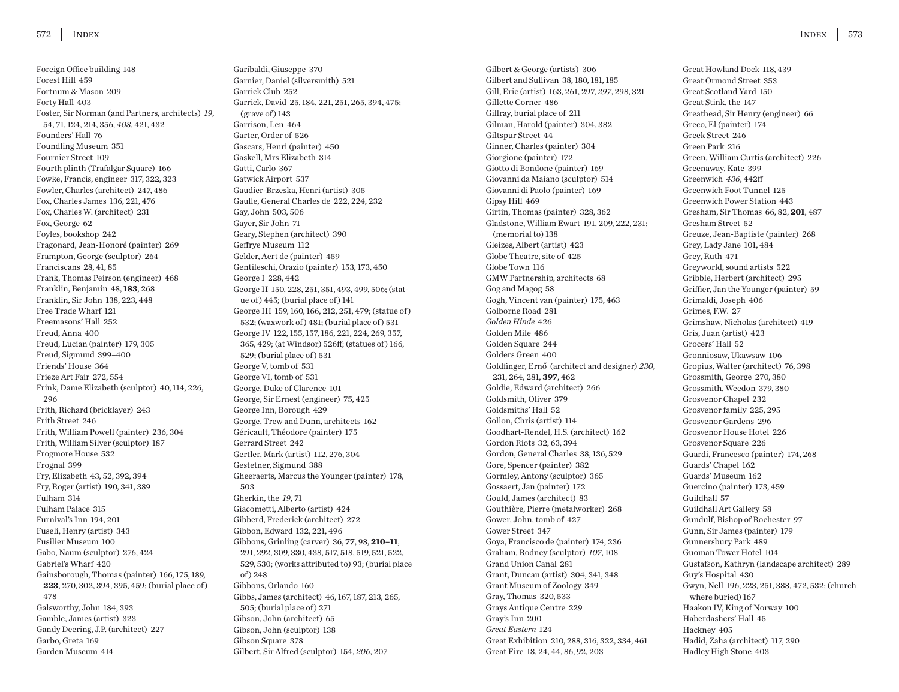Foreign Office building 148
Forest Hill 459
Fortnum & Mason 209
Forty Hall 403
Foster, Sir Norman (and Partners, architects) *19*, 54, 71, 124, 214, 356, *408*, 421, 432
Founders' Hall 76
Foundling Museum 351
Fournier Street 109
Fourth plinth (Trafalgar Square) 166
Fowke, Francis, engineer 317, 322, 323
Fowler, Charles (architect) 247, 486
Fox, Charles James 136, 221, 476
Fox, Charles W. (architect) 231
Fox, George 62
Foyles, bookshop 242
Fragonard, Jean-Honoré (painter) 269
Frampton, George (sculptor) 264
Franciscans 28, 41, 85
Frank, Thomas Peirson (engineer) 468
Franklin, Benjamin 48, **183**, 268
Franklin, Sir John 138, 223, 448
Free Trade Wharf 121
Freemasons' Hall 252
Freud, Anna 400
Freud, Lucian (painter) 179, 305
Freud, Sigmund 399–400
Friends' House 364
Frieze Art Fair 272, 554
Frink, Dame Elizabeth (sculptor) 40, 114, 226, 296
Frith, Richard (bricklayer) 243
Frith Street 246
Frith, William Powell (painter) 236, 304
Frith, William Silver (sculptor) 187
Frogmore House 532
Frognal 399
Fry, Elizabeth 43, 52, 392, 394
Fry, Roger (artist) 190, 341, 389
Fulham 314
Fulham Palace 315
Furnival's Inn 194, 201
Fuseli, Henry (artist) 343
Fusilier Museum 100
Gabo, Naum (sculptor) 276, 424
Gabriel's Wharf 420
Gainsborough, Thomas (painter) 166, 175, 189, **223**, 270, 302, 394, 395, 459; (burial place of) 478
Galsworthy, John 184, 393
Gamble, James (artist) 323
Gandy Deering, J.P. (architect) 227
Garbo, Greta 169
Garden Museum 414
Garibaldi, Giuseppe 370
Garnier, Daniel (silversmith) 521
Garrick Club 252
Garrick, David 25, 184, 221, 251, 265, 394, 475; (grave of) 143
Garrison, Len 464
Garter, Order of 526
Gascars, Henri (painter) 450
Gaskell, Mrs Elizabeth 314
Gatti, Carlo 367
Gatwick Airport 537
Gaudier-Brzeska, Henri (artist) 305
Gaulle, General Charles de 222, 224, 232
Gay, John 503, 506
Gayer, Sir John 71
Geary, Stephen (architect) 390
Geffrye Museum 112
Gelder, Aert de (painter) 459
Gentileschi, Orazio (painter) 153, 173, 450
George I 228, 442
George II 150, 228, 251, 351, 493, 499, 506; (statue of) 445; (burial place of) 141
George III 159, 160, 166, 212, 251, 479; (statue of) 532; (waxwork of) 481; (burial place of) 531
George IV 122, 155, 157, 186, 221, 224, 269, 357, 365, 429; (at Windsor) 526ff; (statues of) 166, 529; (burial place of) 531
George V, tomb of 531
George VI, tomb of 531
George, Duke of Clarence 101
George, Sir Ernest (engineer) 75, 425
George Inn, Borough 429
George, Trew and Dunn, architects 162
Géricault, Théodore (painter) 175
Gerrard Street 242
Gertler, Mark (artist) 112, 276, 304
Gestetner, Sigmund 388
Gheeraerts, Marcus the Younger (painter) 178, 503
Gherkin, the *19*, 71
Giacometti, Alberto (artist) 424
Gibberd, Frederick (architect) 272
Gibbon, Edward 132, 221, 496
Gibbons, Grinling (carver) 36, **77**, 98, **210–11**, 291, 292, 309, 330, 438, 517, 518, 519, 521, 522, 529, 530; (works attributed to) 93; (burial place of) 248
Gibbons, Orlando 160
Gibbs, James (architect) 46, 167, 187, 213, 265, 505; (burial place of) 271
Gibson, John (architect) 65
Gibson, John (sculptor) 138
Gibson Square 378
Gilbert, Sir Alfred (sculptor) 154, *206*, 207
Gilbert & George (artists) 306
Gilbert and Sullivan 38, 180, 181, 185
Gill, Eric (artist) 163, 261, 297, *297*, 298, 321
Gillette Corner 486
Gillray, burial place of 211
Gilman, Harold (painter) 304, 382
Giltspur Street 44
Ginner, Charles (painter) 304
Giorgione (painter) 172
Giotto di Bondone (painter) 169
Giovanni da Maiano (sculptor) 514
Giovanni di Paolo (painter) 169
Gipsy Hill 469
Girtin, Thomas (painter) 328, 362
Gladstone, William Ewart 191, 209, 222, 231; (memorial to) 138
Gleizes, Albert (artist) 423
Globe Theatre, site of 425
Globe Town 116
GMW Partnership, architects 68
Gog and Magog 58
Gogh, Vincent van (painter) 175, 463
Golborne Road 281
*Golden Hinde* 426
Golden Mile 486
Golden Square 244
Golders Green 400
Goldfinger, Ernő (architect and designer) *230*, 231, 264, 281, **397**, 462
Goldie, Edward (architect) 266
Goldsmith, Oliver 379
Goldsmiths' Hall 52
Gollon, Chris (artist) 114
Goodhart-Rendel, H.S. (architect) 162
Gordon Riots 32, 63, 394
Gordon, General Charles 38, 136, 529
Gore, Spencer (painter) 382
Gormley, Antony (sculptor) 365
Gossaert, Jan (painter) 172
Gould, James (architect) 83
Gouthière, Pierre (metalworker) 268
Gower, John, tomb of 427
Gower Street 347
Goya, Francisco de (painter) 174, 236
Graham, Rodney (sculptor) *107*, 108
Grand Union Canal 281
Grant, Duncan (artist) 304, 341, 348
Grant Museum of Zoology 349
Gray, Thomas 320, 533
Grays Antique Centre 229
Gray's Inn 200
*Great Eastern* 124
Great Exhibition 210, 288, 316, 322, 334, 461
Great Fire 18, 24, 44, 86, 92, 203
Great Howland Dock 118, 439
Great Ormond Street 353
Great Scotland Yard 150
Great Stink, the 147
Greathead, Sir Henry (engineer) 66
Greco, El (painter) 174
Greek Street 246
Green Park 216
Green, William Curtis (architect) 226
Greenaway, Kate 399
Greenwich *436*, 442ff
Greenwich Foot Tunnel 125
Greenwich Power Station 443
Gresham, Sir Thomas 66, 82, **201**, 487
Gresham Street 52
Greuze, Jean-Baptiste (painter) 268
Grey, Lady Jane 101, 484
Grey, Ruth 471
Greyworld, sound artists 522
Gribble, Herbert (architect) 295
Griffier, Jan the Younger (painter) 59
Grimaldi, Joseph 406
Grimes, F.W. 27
Grimshaw, Nicholas (architect) 419
Gris, Juan (artist) 423
Grocers' Hall 52
Gronniosaw, Ukawsaw 106
Gropius, Walter (architect) 76, 398
Grossmith, George 270, 380
Grossmith, Weedon 379, 380
Grosvenor Chapel 232
Grosvenor family 225, 295
Grosvenor Gardens 296
Grosvenor House Hotel 226
Grosvenor Square 226
Guardi, Francesco (painter) 174, 268
Guards' Chapel 162
Guards' Museum 162
Guercino (painter) 173, 459
Guildhall 57
Guildhall Art Gallery 58
Gundulf, Bishop of Rochester 97
Gunn, Sir James (painter) 179
Gunnersbury Park 489
Guoman Tower Hotel 104
Gustafson, Kathryn (landscape architect) 289
Guy's Hospital 430
Gwyn, Nell 196, 223, 251, 388, 472, 532; (church where buried) 167
Haakon IV, King of Norway 100
Haberdashers' Hall 45
Hackney 405
Hadid, Zaha (architect) 117, 290
Hadley High Stone 403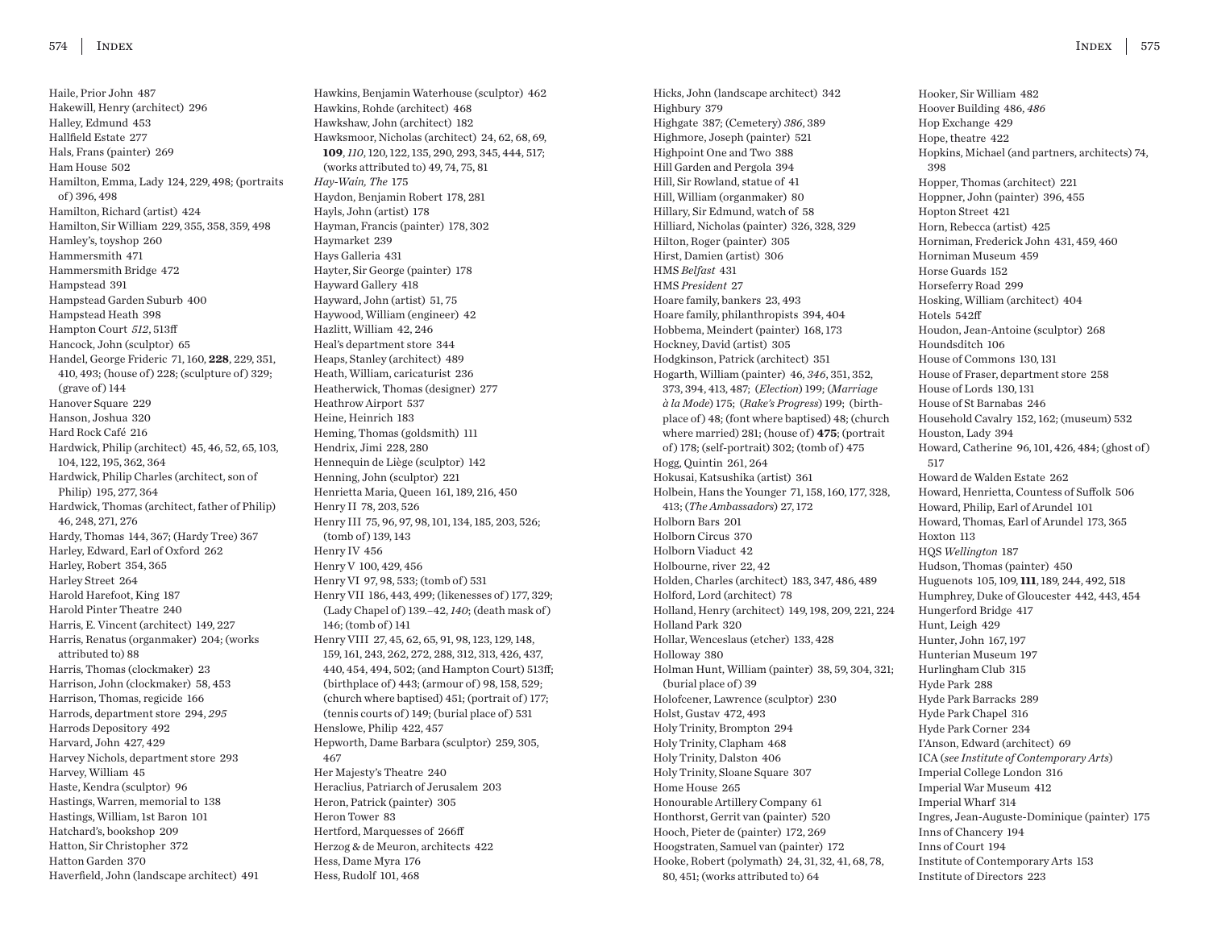Haile, Prior John 487
Hakewill, Henry (architect) 296
Halley, Edmund 453
Hallfield Estate 277
Hals, Frans (painter) 269
Ham House 502
Hamilton, Emma, Lady 124, 229, 498; (portraits of) 396, 498
Hamilton, Richard (artist) 424
Hamilton, Sir William 229, 355, 358, 359, 498
Hamley's, toyshop 260
Hammersmith 471
Hammersmith Bridge 472
Hampstead 391
Hampstead Garden Suburb 400
Hampstead Heath 398
Hampton Court *512*, 513ff
Hancock, John (sculptor) 65
Handel, George Frideric 71, 160, **228**, 229, 351, 410, 493; (house of) 228; (sculpture of) 329; (grave of) 144
Hanover Square 229
Hanson, Joshua 320
Hard Rock Café 216
Hardwick, Philip (architect) 45, 46, 52, 65, 103, 104, 122, 195, 362, 364
Hardwick, Philip Charles (architect, son of Philip) 195, 277, 364
Hardwick, Thomas (architect, father of Philip) 46, 248, 271, 276
Hardy, Thomas 144, 367; (Hardy Tree) 367
Harley, Edward, Earl of Oxford 262
Harley, Robert 354, 365
Harley Street 264
Harold Harefoot, King 187
Harold Pinter Theatre 240
Harris, E. Vincent (architect) 149, 227
Harris, Renatus (organmaker) 204; (works attributed to) 88
Harris, Thomas (clockmaker) 23
Harrison, John (clockmaker) 58, 453
Harrison, Thomas, regicide 166
Harrods, department store 294, *295*
Harrods Depository 492
Harvard, John 427, 429
Harvey Nichols, department store 293
Harvey, William 45
Haste, Kendra (sculptor) 96
Hastings, Warren, memorial to 138
Hastings, William, 1st Baron 101
Hatchard's, bookshop 209
Hatton, Sir Christopher 372
Hatton Garden 370
Haverfield, John (landscape architect) 491
Hawkins, Benjamin Waterhouse (sculptor) 462
Hawkins, Rohde (architect) 468
Hawkshaw, John (architect) 182
Hawksmoor, Nicholas (architect) 24, 62, 68, 69, **109**, *110*, 120, 122, 135, 290, 293, 345, 444, 517; (works attributed to) 49, 74, 75, 81
*Hay-Wain, The* 175
Haydon, Benjamin Robert 178, 281
Hayls, John (artist) 178
Hayman, Francis (painter) 178, 302
Haymarket 239
Hays Galleria 431
Hayter, Sir George (painter) 178
Hayward Gallery 418
Hayward, John (artist) 51, 75
Haywood, William (engineer) 42
Hazlitt, William 42, 246
Heal's department store 344
Heaps, Stanley (architect) 489
Heath, William, caricaturist 236
Heatherwick, Thomas (designer) 277
Heathrow Airport 537
Heine, Heinrich 183
Heming, Thomas (goldsmith) 111
Hendrix, Jimi 228, 280
Hennequin de Liège (sculptor) 142
Henning, John (sculptor) 221
Henrietta Maria, Queen 161, 189, 216, 450
Henry II 78, 203, 526
Henry III 75, 96, 97, 98, 101, 134, 185, 203, 526; (tomb of) 139, 143
Henry IV 456
Henry V 100, 429, 456
Henry VI 97, 98, 533; (tomb of) 531
Henry VII 186, 443, 499; (likenesses of) 177, 329; (Lady Chapel of) 139.–42, *140*; (death mask of) 146; (tomb of) 141
Henry VIII 27, 45, 62, 65, 91, 98, 123, 129, 148, 159, 161, 243, 262, 272, 288, 312, 313, 426, 437, 440, 454, 494, 502; (and Hampton Court) 513ff; (birthplace of) 443; (armour of) 98, 158, 529; (church where baptised) 451; (portrait of) 177; (tennis courts of) 149; (burial place of) 531
Henslowe, Philip 422, 457
Hepworth, Dame Barbara (sculptor) 259, 305, 467
Her Majesty's Theatre 240
Heraclius, Patriarch of Jerusalem 203
Heron, Patrick (painter) 305
Heron Tower 83
Hertford, Marquesses of 266ff
Herzog & de Meuron, architects 422
Hess, Dame Myra 176
Hess, Rudolf 101, 468
Hicks, John (landscape architect) 342
Highbury 379
Highgate 387; (Cemetery) *386*, 389
Highmore, Joseph (painter) 521
Highpoint One and Two 388
Hill Garden and Pergola 394
Hill, Sir Rowland, statue of 41
Hill, William (organmaker) 80
Hillary, Sir Edmund, watch of 58
Hilliard, Nicholas (painter) 326, 328, 329
Hilton, Roger (painter) 305
Hirst, Damien (artist) 306
HMS *Belfast* 431
HMS *President* 27
Hoare family, bankers 23, 493
Hoare family, philanthropists 394, 404
Hobbema, Meindert (painter) 168, 173
Hockney, David (artist) 305
Hodgkinson, Patrick (architect) 351
Hogarth, William (painter) 46, *346*, 351, 352, 373, 394, 413, 487; (*Election*) 199; (*Marriage à la Mode*) 175; (*Rake's Progress*) 199; (birthplace of) 48; (font where baptised) 48; (church where married) 281; (house of) **475**; (portrait of) 178; (self-portrait) 302; (tomb of) 475
Hogg, Quintin 261, 264
Hokusai, Katsushika (artist) 361
Holbein, Hans the Younger 71, 158, 160, 177, 328, 413; (*The Ambassadors*) 27, 172
Holborn Bars 201
Holborn Circus 370
Holborn Viaduct 42
Holbourne, river 22, 42
Holden, Charles (architect) 183, 347, 486, 489
Holford, Lord (architect) 78
Holland, Henry (architect) 149, 198, 209, 221, 224
Holland Park 320
Hollar, Wenceslaus (etcher) 133, 428
Holloway 380
Holman Hunt, William (painter) 38, 59, 304, 321; (burial place of) 39
Holofcener, Lawrence (sculptor) 230
Holst, Gustav 472, 493
Holy Trinity, Brompton 294
Holy Trinity, Clapham 468
Holy Trinity, Dalston 406
Holy Trinity, Sloane Square 307
Home House 265
Honourable Artillery Company 61
Honthorst, Gerrit van (painter) 520
Hooch, Pieter de (painter) 172, 269
Hoogstraten, Samuel van (painter) 172
Hooke, Robert (polymath) 24, 31, 32, 41, 68, 78, 80, 451; (works attributed to) 64
Hooker, Sir William 482
Hoover Building 486, *486*
Hop Exchange 429
Hope, theatre 422
Hopkins, Michael (and partners, architects) 74, 398
Hopper, Thomas (architect) 221
Hoppner, John (painter) 396, 455
Hopton Street 421
Horn, Rebecca (artist) 425
Horniman, Frederick John 431, 459, 460
Horniman Museum 459
Horse Guards 152
Horseferry Road 299
Hosking, William (architect) 404
Hotels 542ff
Houdon, Jean-Antoine (sculptor) 268
Houndsditch 106
House of Commons 130, 131
House of Fraser, department store 258
House of Lords 130, 131
House of St Barnabas 246
Household Cavalry 152, 162; (museum) 532
Houston, Lady 394
Howard, Catherine 96, 101, 426, 484; (ghost of) 517
Howard de Walden Estate 262
Howard, Henrietta, Countess of Suffolk 506
Howard, Philip, Earl of Arundel 101
Howard, Thomas, Earl of Arundel 173, 365
Hoxton 113
HQS *Wellington* 187
Hudson, Thomas (painter) 450
Huguenots 105, 109, **111**, 189, 244, 492, 518
Humphrey, Duke of Gloucester 442, 443, 454
Hungerford Bridge 417
Hunt, Leigh 429
Hunter, John 167, 197
Hunterian Museum 197
Hurlingham Club 315
Hyde Park 288
Hyde Park Barracks 289
Hyde Park Chapel 316
Hyde Park Corner 234
I'Anson, Edward (architect) 69
ICA (*see Institute of Contemporary Arts*)
Imperial College London 316
Imperial War Museum 412
Imperial Wharf 314
Ingres, Jean-Auguste-Dominique (painter) 175
Inns of Chancery 194
Inns of Court 194
Institute of Contemporary Arts 153
Institute of Directors 223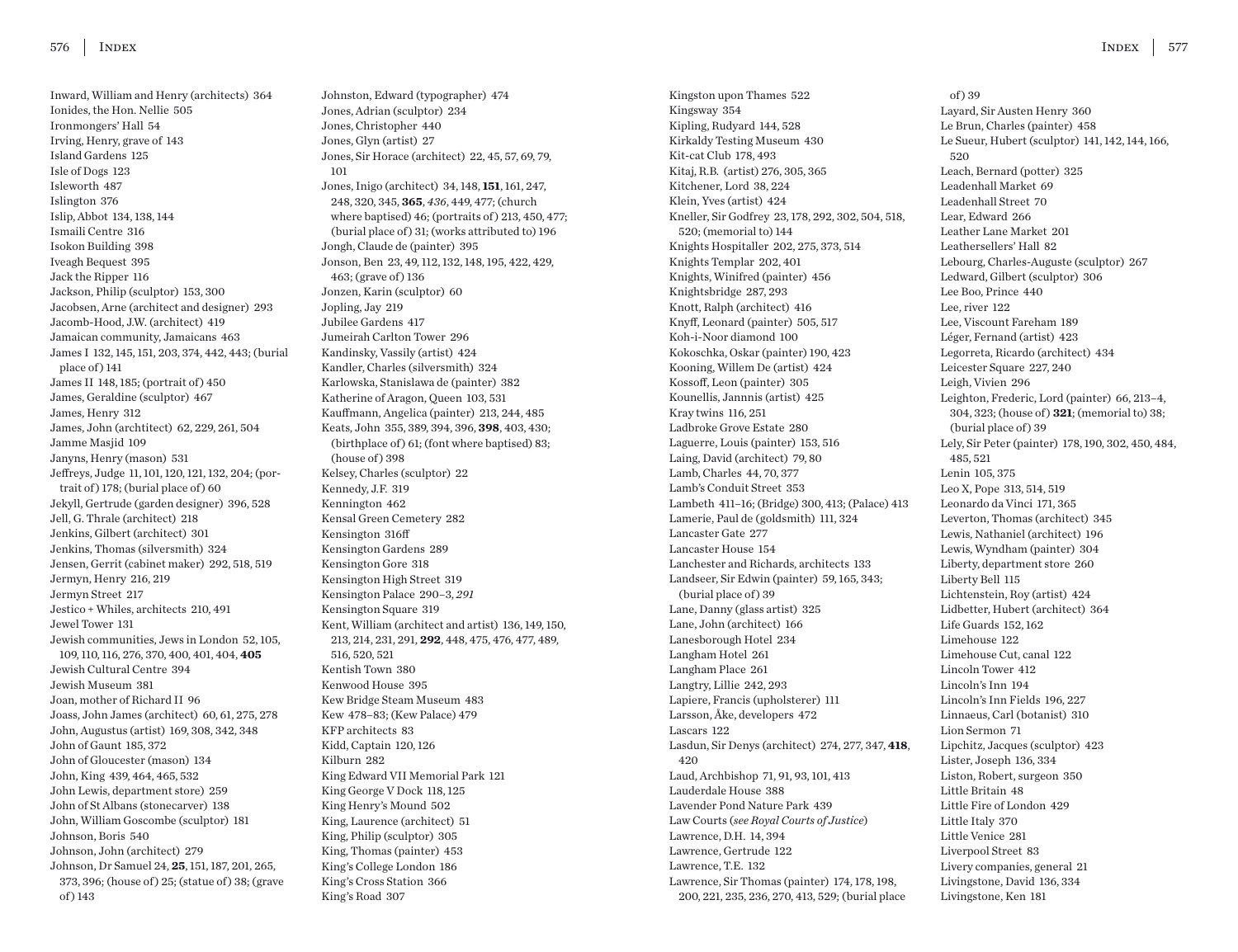Inward, William and Henry (architects) 364
Ionides, the Hon. Nellie 505
Ironmongers' Hall 54
Irving, Henry, grave of 143
Island Gardens 125
Isle of Dogs 123
Isleworth 487
Islington 376
Islip, Abbot 134, 138, 144
Ismaili Centre 316
Isokon Building 398
Iveagh Bequest 395
Jack the Ripper 116
Jackson, Philip (sculptor) 153, 300
Jacobsen, Arne (architect and designer) 293
Jacomb-Hood, J.W. (architect) 419
Jamaican community, Jamaicans 463
James I 132, 145, 151, 203, 374, 442, 443; (burial place of) 141
James II 148, 185; (portrait of) 450
James, Geraldine (sculptor) 467
James, Henry 312
James, John (archtitect) 62, 229, 261, 504
Jamme Masjid 109
Janyns, Henry (mason) 531
Jeffreys, Judge 11, 101, 120, 121, 132, 204; (portrait of) 178; (burial place of) 60
Jekyll, Gertrude (garden designer) 396, 528
Jell, G. Thrale (architect) 218
Jenkins, Gilbert (architect) 301
Jenkins, Thomas (silversmith) 324
Jensen, Gerrit (cabinet maker) 292, 518, 519
Jermyn, Henry 216, 219
Jermyn Street 217
Jestico + Whiles, architects 210, 491
Jewel Tower 131
Jewish communities, Jews in London 52, 105, 109, 110, 116, 276, 370, 400, 401, 404, **405**
Jewish Cultural Centre 394
Jewish Museum 381
Joan, mother of Richard II 96
Joass, John James (architect) 60, 61, 275, 278
John, Augustus (artist) 169, 308, 342, 348
John of Gaunt 185, 372
John of Gloucester (mason) 134
John, King 439, 464, 465, 532
John Lewis, department store) 259
John of St Albans (stonecarver) 138
John, William Goscombe (sculptor) 181
Johnson, Boris 540
Johnson, John (architect) 279
Johnson, Dr Samuel 24, **25**, 151, 187, 201, 265, 373, 396; (house of) 25; (statue of) 38; (grave of) 143
Johnston, Edward (typographer) 474
Jones, Adrian (sculptor) 234
Jones, Christopher 440
Jones, Glyn (artist) 27
Jones, Sir Horace (architect) 22, 45, 57, 69, 79, 101
Jones, Inigo (architect) 34, 148, **151**, 161, 247, 248, 320, 345, **365**, *436*, 449, 477; (church where baptised) 46; (portraits of) 213, 450, 477; (burial place of) 31; (works attributed to) 196
Jongh, Claude de (painter) 395
Jonson, Ben 23, 49, 112, 132, 148, 195, 422, 429, 463; (grave of) 136
Jonzen, Karin (sculptor) 60
Jopling, Jay 219
Jubilee Gardens 417
Jumeirah Carlton Tower 296
Kandinsky, Vassily (artist) 424
Kandler, Charles (silversmith) 324
Karlowska, Stanislawa de (painter) 382
Katherine of Aragon, Queen 103, 531
Kauffmann, Angelica (painter) 213, 244, 485
Keats, John 355, 389, 394, 396, **398**, 403, 430; (birthplace of) 61; (font where baptised) 83; (house of) 398
Kelsey, Charles (sculptor) 22
Kennedy, J.F. 319
Kennington 462
Kensal Green Cemetery 282
Kensington 316ff
Kensington Gardens 289
Kensington Gore 318
Kensington High Street 319
Kensington Palace 290–3, *291*
Kensington Square 319
Kent, William (architect and artist) 136, 149, 150, 213, 214, 231, 291, **292**, 448, 475, 476, 477, 489, 516, 520, 521
Kentish Town 380
Kenwood House 395
Kew Bridge Steam Museum 483
Kew 478–83; (Kew Palace) 479
KFP architects 83
Kidd, Captain 120, 126
Kilburn 282
King Edward VII Memorial Park 121
King George V Dock 118, 125
King Henry's Mound 502
King, Laurence (architect) 51
King, Philip (sculptor) 305
King, Thomas (painter) 453
King's College London 186
King's Cross Station 366
King's Road 307
Kingston upon Thames 522
Kingsway 354
Kipling, Rudyard 144, 528
Kirkaldy Testing Museum 430
Kit-cat Club 178, 493
Kitaj, R.B. (artist) 276, 305, 365
Kitchener, Lord 38, 224
Klein, Yves (artist) 424
Kneller, Sir Godfrey 23, 178, 292, 302, 504, 518, 520; (memorial to) 144
Knights Hospitaller 202, 275, 373, 514
Knights Templar 202, 401
Knights, Winifred (painter) 456
Knightsbridge 287, 293
Knott, Ralph (architect) 416
Knyff, Leonard (painter) 505, 517
Koh-i-Noor diamond 100
Kokoschka, Oskar (painter) 190, 423
Kooning, Willem De (artist) 424
Kossoff, Leon (painter) 305
Kounellis, Jannnis (artist) 425
Kray twins 116, 251
Ladbroke Grove Estate 280
Laguerre, Louis (painter) 153, 516
Laing, David (architect) 79, 80
Lamb, Charles 44, 70, 377
Lamb's Conduit Street 353
Lambeth 411–16; (Bridge) 300, 413; (Palace) 413
Lamerie, Paul de (goldsmith) 111, 324
Lancaster Gate 277
Lancaster House 154
Lanchester and Richards, architects 133
Landseer, Sir Edwin (painter) 59, 165, 343; (burial place of) 39
Lane, Danny (glass artist) 325
Lane, John (architect) 166
Lanesborough Hotel 234
Langham Hotel 261
Langham Place 261
Langtry, Lillie 242, 293
Lapiere, Francis (upholsterer) 111
Larsson, Åke, developers 472
Lascars 122
Lasdun, Sir Denys (architect) 274, 277, 347, **418**, 420
Laud, Archbishop 71, 91, 93, 101, 413
Lauderdale House 388
Lavender Pond Nature Park 439
Law Courts (*see Royal Courts of Justice*)
Lawrence, D.H. 14, 394
Lawrence, Gertrude 122
Lawrence, T.E. 132
Lawrence, Sir Thomas (painter) 174, 178, 198, 200, 221, 235, 236, 270, 413, 529; (burial place of) 39
Layard, Sir Austen Henry 360
Le Brun, Charles (painter) 458
Le Sueur, Hubert (sculptor) 141, 142, 144, 166, 520
Leach, Bernard (potter) 325
Leadenhall Market 69
Leadenhall Street 70
Lear, Edward 266
Leather Lane Market 201
Leathersellers' Hall 82
Lebourg, Charles-Auguste (sculptor) 267
Ledward, Gilbert (sculptor) 306
Lee Boo, Prince 440
Lee, river 122
Lee, Viscount Fareham 189
Léger, Fernand (artist) 423
Legorreta, Ricardo (architect) 434
Leicester Square 227, 240
Leigh, Vivien 296
Leighton, Frederic, Lord (painter) 66, 213–4, 304, 323; (house of) **321**; (memorial to) 38; (burial place of) 39
Lely, Sir Peter (painter) 178, 190, 302, 450, 484, 485, 521
Lenin 105, 375
Leo X, Pope 313, 514, 519
Leonardo da Vinci 171, 365
Leverton, Thomas (architect) 345
Lewis, Nathaniel (architect) 196
Lewis, Wyndham (painter) 304
Liberty, department store 260
Liberty Bell 115
Lichtenstein, Roy (artist) 424
Lidbetter, Hubert (architect) 364
Life Guards 152, 162
Limehouse 122
Limehouse Cut, canal 122
Lincoln Tower 412
Lincoln's Inn 194
Lincoln's Inn Fields 196, 227
Linnaeus, Carl (botanist) 310
Lion Sermon 71
Lipchitz, Jacques (sculptor) 423
Lister, Joseph 136, 334
Liston, Robert, surgeon 350
Little Britain 48
Little Fire of London 429
Little Italy 370
Little Venice 281
Liverpool Street 83
Livery companies, general 21
Livingstone, David 136, 334
Livingstone, Ken 181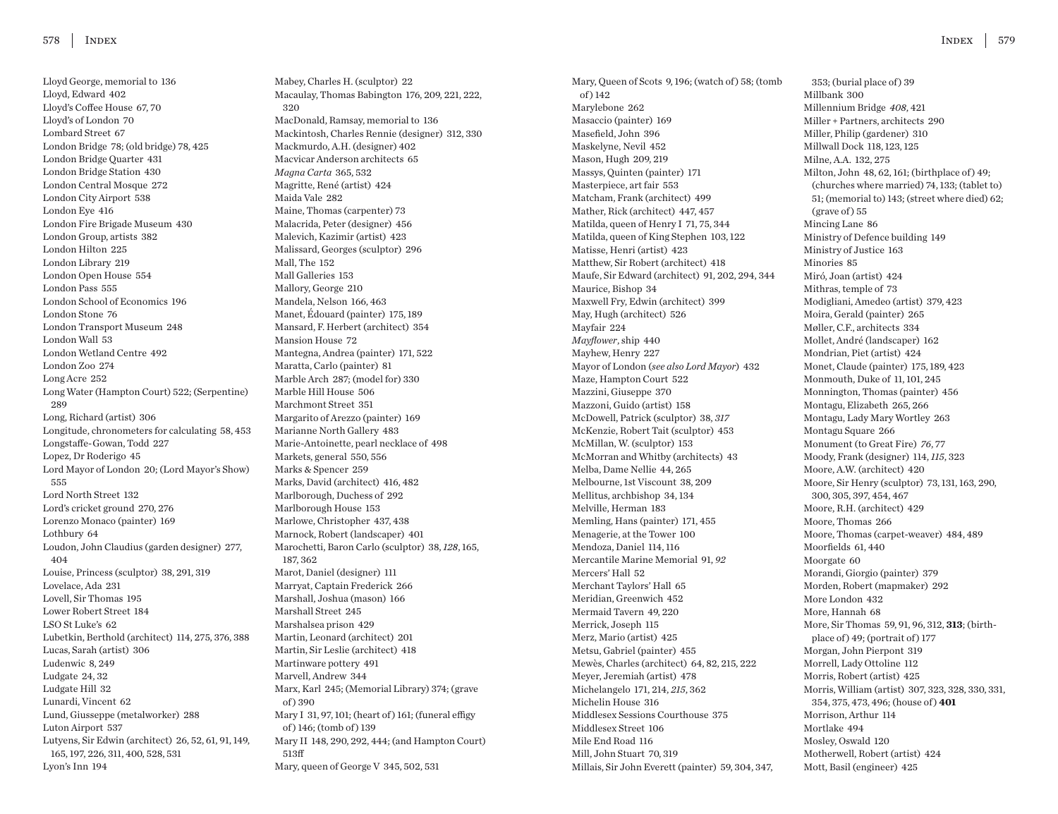Lloyd George, memorial to 136
Lloyd, Edward 402
Lloyd's Coffee House 67, 70
Lloyd's of London 70
Lombard Street 67
London Bridge 78; (old bridge) 78, 425
London Bridge Quarter 431
London Bridge Station 430
London Central Mosque 272
London City Airport 538
London Eye 416
London Fire Brigade Museum 430
London Group, artists 382
London Hilton 225
London Library 219
London Open House 554
London Pass 555
London School of Economics 196
London Stone 76
London Transport Museum 248
London Wall 53
London Wetland Centre 492
London Zoo 274
Long Acre 252
Long Water (Hampton Court) 522; (Serpentine) 289
Long, Richard (artist) 306
Longitude, chronometers for calculating 58, 453
Longstaffe-Gowan, Todd 227
Lopez, Dr Roderigo 45
Lord Mayor of London 20; (Lord Mayor's Show) 555
Lord North Street 132
Lord's cricket ground 270, 276
Lorenzo Monaco (painter) 169
Lothbury 64
Loudon, John Claudius (garden designer) 277, 404
Louise, Princess (sculptor) 38, 291, 319
Lovelace, Ada 231
Lovell, Sir Thomas 195
Lower Robert Street 184
LSO St Luke's 62
Lubetkin, Berthold (architect) 114, 275, 376, 388
Lucas, Sarah (artist) 306
Ludenwic 8, 249
Ludgate 24, 32
Ludgate Hill 32
Lunardi, Vincent 62
Lund, Giuseppe (metalworker) 288
Luton Airport 537
Lutyens, Sir Edwin (architect) 26, 52, 61, 91, 149, 165, 197, 226, 311, 400, 528, 531
Lyon's Inn 194

Mabey, Charles H. (sculptor) 22
Macaulay, Thomas Babington 176, 209, 221, 222, 320
MacDonald, Ramsay, memorial to 136
Mackintosh, Charles Rennie (designer) 312, 330
Mackmurdo, A.H. (designer) 402
Macvicar Anderson architects 65
*Magna Carta* 365, 532
Magritte, René (artist) 424
Maida Vale 282
Maine, Thomas (carpenter) 73
Malacrida, Peter (designer) 456
Malevich, Kazimir (artist) 423
Malissard, Georges (sculptor) 296
Mall, The 152
Mall Galleries 153
Mallory, George 210
Mandela, Nelson 166, 463
Manet, Édouard (painter) 175, 189
Mansard, F. Herbert (architect) 354
Mansion House 72
Mantegna, Andrea (painter) 171, 522
Maratta, Carlo (painter) 81
Marble Arch 287; (model for) 330
Marble Hill House 506
Marchmont Street 351
Margarito of Arezzo (painter) 169
Marianne North Gallery 483
Marie-Antoinette, pearl necklace of 498
Markets, general 550, 556
Marks & Spencer 259
Marks, David (architect) 416, 482
Marlborough, Duchess of 292
Marlborough House 153
Marlowe, Christopher 437, 438
Marnock, Robert (landscaper) 401
Marochetti, Baron Carlo (sculptor) 38, *128*, 165, 187, 362
Marot, Daniel (designer) 111
Marryat, Captain Frederick 266
Marshall, Joshua (mason) 166
Marshall Street 245
Marshalsea prison 429
Martin, Leonard (architect) 201
Martin, Sir Leslie (architect) 418
Martinware pottery 491
Marvell, Andrew 344
Marx, Karl 245; (Memorial Library) 374; (grave of) 390
Mary I 31, 97, 101; (heart of) 161; (funeral effigy of) 146; (tomb of) 139
Mary II 148, 290, 292, 444; (and Hampton Court) 513ff
Mary, queen of George V 345, 502, 531

Mary, Queen of Scots 9, 196; (watch of) 58; (tomb of) 142
Marylebone 262
Masaccio (painter) 169
Masefield, John 396
Maskelyne, Nevil 452
Mason, Hugh 209, 219
Massys, Quinten (painter) 171
Masterpiece, art fair 553
Matcham, Frank (architect) 499
Mather, Rick (architect) 447, 457
Matilda, queen of Henry I 71, 75, 344
Matilda, queen of King Stephen 103, 122
Matisse, Henri (artist) 423
Matthew, Sir Robert (architect) 418
Maufe, Sir Edward (architect) 91, 202, 294, 344
Maurice, Bishop 34
Maxwell Fry, Edwin (architect) 399
May, Hugh (architect) 526
Mayfair 224
*Mayflower*, ship 440
Mayhew, Henry 227
Mayor of London (*see also Lord Mayor*) 432
Maze, Hampton Court 522
Mazzini, Giuseppe 370
Mazzoni, Guido (artist) 158
McDowell, Patrick (sculptor) 38, *317*
McKenzie, Robert Tait (sculptor) 453
McMillan, W. (sculptor) 153
McMorran and Whitby (architects) 43
Melba, Dame Nellie 44, 265
Melbourne, 1st Viscount 38, 209
Mellitus, archbishop 34, 134
Melville, Herman 183
Memling, Hans (painter) 171, 455
Menagerie, at the Tower 100
Mendoza, Daniel 114, 116
Mercantile Marine Memorial 91, *92*
Mercers' Hall 52
Merchant Taylors' Hall 65
Meridian, Greenwich 452
Mermaid Tavern 49, 220
Merrick, Joseph 115
Merz, Mario (artist) 425
Metsu, Gabriel (painter) 455
Mewès, Charles (architect) 64, 82, 215, 222
Meyer, Jeremiah (artist) 478
Michelangelo 171, 214, *215*, 362
Michelin House 316
Middlesex Sessions Courthouse 375
Middlesex Street 106
Mile End Road 116
Mill, John Stuart 70, 319
Millais, Sir John Everett (painter) 59, 304, 347, 353; (burial place of) 39
Millbank 300
Millennium Bridge *408*, 421
Miller + Partners, architects 290
Miller, Philip (gardener) 310
Millwall Dock 118, 123, 125
Milne, A.A. 132, 275
Milton, John 48, 62, 161; (birthplace of) 49; (churches where married) 74, 133; (tablet to) 51; (memorial to) 143; (street where died) 62; (grave of) 55
Mincing Lane 86
Ministry of Defence building 149
Ministry of Justice 163
Minories 85
Miró, Joan (artist) 424
Mithras, temple of 73
Modigliani, Amedeo (artist) 379, 423
Moira, Gerald (painter) 265
Møller, C.F., architects 334
Mollet, André (landscaper) 162
Mondrian, Piet (artist) 424
Monet, Claude (painter) 175, 189, 423
Monmouth, Duke of 11, 101, 245
Monnington, Thomas (painter) 456
Montagu, Elizabeth 265, 266
Montagu, Lady Mary Wortley 263
Montagu Square 266
Monument (to Great Fire) *76*, 77
Moody, Frank (designer) 114, *115*, 323
Moore, A.W. (architect) 420
Moore, Sir Henry (sculptor) 73, 131, 163, 290, 300, 305, 397, 454, 467
Moore, R.H. (architect) 429
Moore, Thomas 266
Moore, Thomas (carpet-weaver) 484, 489
Moorfields 61, 440
Moorgate 60
Morandi, Giorgio (painter) 379
Morden, Robert (mapmaker) 292
More London 432
More, Hannah 68
More, Sir Thomas 59, 91, 96, 312, **313**; (birthplace of) 49; (portrait of) 177
Morgan, John Pierpont 319
Morrell, Lady Ottoline 112
Morris, Robert (artist) 425
Morris, William (artist) 307, 323, 328, 330, 331, 354, 375, 473, 496; (house of) **401**
Morrison, Arthur 114
Mortlake 494
Mosley, Oswald 120
Motherwell, Robert (artist) 424
Mott, Basil (engineer) 425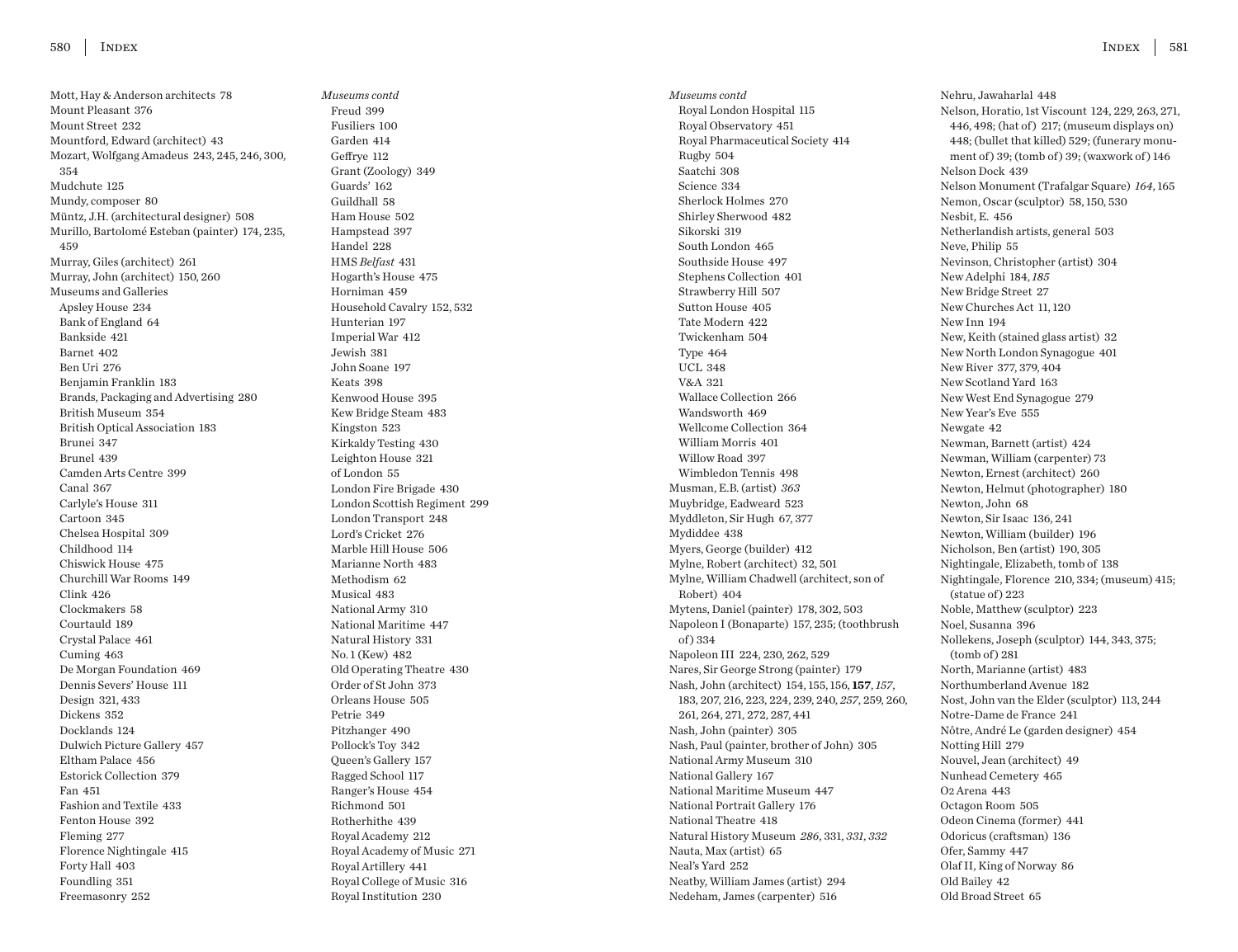Mott, Hay & Anderson architects 78
Mount Pleasant 376
Mount Street 232
Mountford, Edward (architect) 43
Mozart, Wolfgang Amadeus 243, 245, 246, 300, 354
Mudchute 125
Mundy, composer 80
Müntz, J.H. (architectural designer) 508
Murillo, Bartolomé Esteban (painter) 174, 235, 459
Murray, Giles (architect) 261
Murray, John (architect) 150, 260
Museums and Galleries
 Apsley House 234
 Bank of England 64
 Bankside 421
 Barnet 402
 Ben Uri 276
 Benjamin Franklin 183
 Brands, Packaging and Advertising 280
 British Museum 354
 British Optical Association 183
 Brunei 347
 Brunel 439
 Camden Arts Centre 399
 Canal 367
 Carlyle's House 311
 Cartoon 345
 Chelsea Hospital 309
 Childhood 114
 Chiswick House 475
 Churchill War Rooms 149
 Clink 426
 Clockmakers 58
 Courtauld 189
 Crystal Palace 461
 Cuming 463
 De Morgan Foundation 469
 Dennis Severs' House 111
 Design 321, 433
 Dickens 352
 Docklands 124
 Dulwich Picture Gallery 457
 Eltham Palace 456
 Estorick Collection 379
 Fan 451
 Fashion and Textile 433
 Fenton House 392
 Fleming 277
 Florence Nightingale 415
 Forty Hall 403
 Foundling 351
 Freemasonry 252

*Museums contd*
 Freud 399
 Fusiliers 100
 Garden 414
 Geffrye 112
 Grant (Zoology) 349
 Guards' 162
 Guildhall 58
 Ham House 502
 Hampstead 397
 Handel 228
 HMS *Belfast* 431
 Hogarth's House 475
 Horniman 459
 Household Cavalry 152, 532
 Hunterian 197
 Imperial War 412
 Jewish 381
 John Soane 197
 Keats 398
 Kenwood House 395
 Kew Bridge Steam 483
 Kingston 523
 Kirkaldy Testing 430
 Leighton House 321
 of London 55
 London Fire Brigade 430
 London Scottish Regiment 299
 London Transport 248
 Lord's Cricket 276
 Marble Hill House 506
 Marianne North 483
 Methodism 62
 Musical 483
 National Army 310
 National Maritime 447
 Natural History 331
 No. 1 (Kew) 482
 Old Operating Theatre 430
 Order of St John 373
 Orleans House 505
 Petrie 349
 Pitzhanger 490
 Pollock's Toy 342
 Queen's Gallery 157
 Ragged School 117
 Ranger's House 454
 Richmond 501
 Rotherhithe 439
 Royal Academy 212
 Royal Academy of Music 271
 Royal Artillery 441
 Royal College of Music 316
 Royal Institution 230

*Museums contd*
 Royal London Hospital 115
 Royal Observatory 451
 Royal Pharmaceutical Society 414
 Rugby 504
 Saatchi 308
 Science 334
 Sherlock Holmes 270
 Shirley Sherwood 482
 Sikorski 319
 South London 465
 Southside House 497
 Stephens Collection 401
 Strawberry Hill 507
 Sutton House 405
 Tate Modern 422
 Twickenham 504
 Type 464
 UCL 348
 V&A 321
 Wallace Collection 266
 Wandsworth 469
 Wellcome Collection 364
 William Morris 401
 Willow Road 397
 Wimbledon Tennis 498
Musman, E.B. (artist) *363*
Muybridge, Eadweard 523
Myddleton, Sir Hugh 67, 377
Mydiddee 438
Myers, George (builder) 412
Mylne, Robert (architect) 32, 501
Mylne, William Chadwell (architect, son of Robert) 404
Mytens, Daniel (painter) 178, 302, 503
Napoleon I (Bonaparte) 157, 235; (toothbrush of) 334
Napoleon III 224, 230, 262, 529
Nares, Sir George Strong (painter) 179
Nash, John (architect) 154, 155, 156, **157**, *157*, 183, 207, 216, 223, 224, 239, 240, *257*, 259, 260, 261, 264, 271, 272, 287, 441
Nash, John (painter) 305
Nash, Paul (painter, brother of John) 305
National Army Museum 310
National Gallery 167
National Maritime Museum 447
National Portrait Gallery 176
National Theatre 418
Natural History Museum *286*, 331, *331*, *332*
Nauta, Max (artist) 65
Neal's Yard 252
Neatby, William James (artist) 294
Nedeham, James (carpenter) 516

Nehru, Jawaharlal 448
Nelson, Horatio, 1st Viscount 124, 229, 263, 271, 446, 498; (hat of) 217; (museum displays on) 448; (bullet that killed) 529; (funerary monument of) 39; (tomb of) 39; (waxwork of) 146
Nelson Dock 439
Nelson Monument (Trafalgar Square) *164*, 165
Nemon, Oscar (sculptor) 58, 150, 530
Nesbit, E. 456
Netherlandish artists, general 503
Neve, Philip 55
Nevinson, Christopher (artist) 304
New Adelphi 184, *185*
New Bridge Street 27
New Churches Act 11, 120
New Inn 194
New, Keith (stained glass artist) 32
New North London Synagogue 401
New River 377, 379, 404
New Scotland Yard 163
New West End Synagogue 279
New Year's Eve 555
Newgate 42
Newman, Barnett (artist) 424
Newman, William (carpenter) 73
Newton, Ernest (architect) 260
Newton, Helmut (photographer) 180
Newton, John 68
Newton, Sir Isaac 136, 241
Newton, William (builder) 196
Nicholson, Ben (artist) 190, 305
Nightingale, Elizabeth, tomb of 138
Nightingale, Florence 210, 334; (museum) 415; (statue of) 223
Noble, Matthew (sculptor) 223
Noel, Susanna 396
Nollekens, Joseph (sculptor) 144, 343, 375; (tomb of) 281
North, Marianne (artist) 483
Northumberland Avenue 182
Nost, John van the Elder (sculptor) 113, 244
Notre-Dame de France 241
Nôtre, André Le (garden designer) 454
Notting Hill 279
Nouvel, Jean (architect) 49
Nunhead Cemetery 465
O2 Arena 443
Octagon Room 505
Odeon Cinema (former) 441
Odoricus (craftsman) 136
Ofer, Sammy 447
Olaf II, King of Norway 86
Old Bailey 42
Old Broad Street 65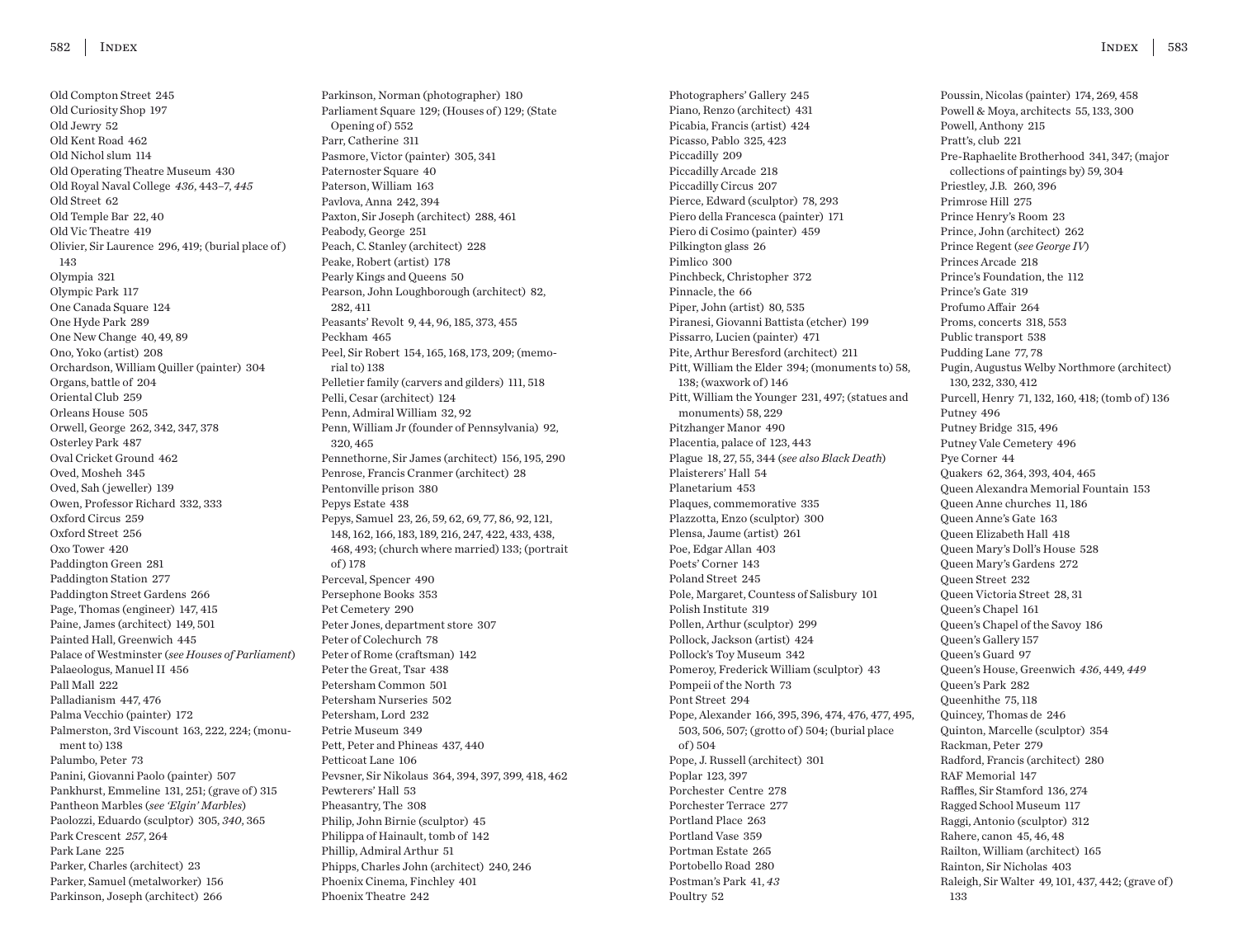Old Compton Street 245
Old Curiosity Shop 197
Old Jewry 52
Old Kent Road 462
Old Nichol slum 114
Old Operating Theatre Museum 430
Old Royal Naval College *436*, 443–7, *445*
Old Street 62
Old Temple Bar 22, 40
Old Vic Theatre 419
Olivier, Sir Laurence 296, 419; (burial place of) 143
Olympia 321
Olympic Park 117
One Canada Square 124
One Hyde Park 289
One New Change 40, 49, 89
Ono, Yoko (artist) 208
Orchardson, William Quiller (painter) 304
Organs, battle of 204
Oriental Club 259
Orleans House 505
Orwell, George 262, 342, 347, 378
Osterley Park 487
Oval Cricket Ground 462
Oved, Mosheh 345
Oved, Sah (jeweller) 139
Owen, Professor Richard 332, 333
Oxford Circus 259
Oxford Street 256
Oxo Tower 420
Paddington Green 281
Paddington Station 277
Paddington Street Gardens 266
Page, Thomas (engineer) 147, 415
Paine, James (architect) 149, 501
Painted Hall, Greenwich 445
Palace of Westminster (*see Houses of Parliament*)
Palaeologus, Manuel II 456
Pall Mall 222
Palladianism 447, 476
Palma Vecchio (painter) 172
Palmerston, 3rd Viscount 163, 222, 224; (monument to) 138
Palumbo, Peter 73
Panini, Giovanni Paolo (painter) 507
Pankhurst, Emmeline 131, 251; (grave of) 315
Pantheon Marbles (*see 'Elgin' Marbles*)
Paolozzi, Eduardo (sculptor) 305, *340*, 365
Park Crescent *257*, 264
Park Lane 225
Parker, Charles (architect) 23
Parker, Samuel (metalworker) 156
Parkinson, Joseph (architect) 266
Parkinson, Norman (photographer) 180
Parliament Square 129; (Houses of) 129; (State Opening of) 552
Parr, Catherine 311
Pasmore, Victor (painter) 305, 341
Paternoster Square 40
Paterson, William 163
Pavlova, Anna 242, 394
Paxton, Sir Joseph (architect) 288, 461
Peabody, George 251
Peach, C. Stanley (architect) 228
Peake, Robert (artist) 178
Pearly Kings and Queens 50
Pearson, John Loughborough (architect) 82, 282, 411
Peasants' Revolt 9, 44, 96, 185, 373, 455
Peckham 465
Peel, Sir Robert 154, 165, 168, 173, 209; (memorial to) 138
Pelletier family (carvers and gilders) 111, 518
Pelli, Cesar (architect) 124
Penn, Admiral William 32, 92
Penn, William Jr (founder of Pennsylvania) 92, 320, 465
Pennethorne, Sir James (architect) 156, 195, 290
Penrose, Francis Cranmer (architect) 28
Pentonville prison 380
Pepys Estate 438
Pepys, Samuel 23, 26, 59, 62, 69, 77, 86, 92, 121, 148, 162, 166, 183, 189, 216, 247, 422, 433, 438, 468, 493; (church where married) 133; (portrait of) 178
Perceval, Spencer 490
Persephone Books 353
Pet Cemetery 290
Peter Jones, department store 307
Peter of Colechurch 78
Peter of Rome (craftsman) 142
Peter the Great, Tsar 438
Petersham Common 501
Petersham Nurseries 502
Petersham, Lord 232
Petrie Museum 349
Pett, Peter and Phineas 437, 440
Petticoat Lane 106
Pevsner, Sir Nikolaus 364, 394, 397, 399, 418, 462
Pewterers' Hall 53
Pheasantry, The 308
Philip, John Birnie (sculptor) 45
Philippa of Hainault, tomb of 142
Phillip, Admiral Arthur 51
Phipps, Charles John (architect) 240, 246
Phoenix Cinema, Finchley 401
Phoenix Theatre 242
Photographers' Gallery 245
Piano, Renzo (architect) 431
Picabia, Francis (artist) 424
Picasso, Pablo 325, 423
Piccadilly 209
Piccadilly Arcade 218
Piccadilly Circus 207
Pierce, Edward (sculptor) 78, 293
Piero della Francesca (painter) 171
Piero di Cosimo (painter) 459
Pilkington glass 26
Pimlico 300
Pinchbeck, Christopher 372
Pinnacle, the 66
Piper, John (artist) 80, 535
Piranesi, Giovanni Battista (etcher) 199
Pissarro, Lucien (painter) 471
Pite, Arthur Beresford (architect) 211
Pitt, William the Elder 394; (monuments to) 58, 138; (waxwork of) 146
Pitt, William the Younger 231, 497; (statues and monuments) 58, 229
Pitzhanger Manor 490
Placentia, palace of 123, 443
Plague 18, 27, 55, 344 (*see also Black Death*)
Plaisterers' Hall 54
Planetarium 453
Plaques, commemorative 335
Plazzotta, Enzo (sculptor) 300
Plensa, Jaume (artist) 261
Poe, Edgar Allan 403
Poets' Corner 143
Poland Street 245
Pole, Margaret, Countess of Salisbury 101
Polish Institute 319
Pollen, Arthur (sculptor) 299
Pollock, Jackson (artist) 424
Pollock's Toy Museum 342
Pomeroy, Frederick William (sculptor) 43
Pompeii of the North 73
Pont Street 294
Pope, Alexander 166, 395, 396, 474, 476, 477, 495, 503, 506, 507; (grotto of) 504; (burial place of) 504
Pope, J. Russell (architect) 301
Poplar 123, 397
Porchester Centre 278
Porchester Terrace 277
Portland Place 263
Portland Vase 359
Portman Estate 265
Portobello Road 280
Postman's Park 41, *43*
Poultry 52
Poussin, Nicolas (painter) 174, 269, 458
Powell & Moya, architects 55, 133, 300
Powell, Anthony 215
Pratt's, club 221
Pre-Raphaelite Brotherhood 341, 347; (major collections of paintings by) 59, 304
Priestley, J.B. 260, 396
Primrose Hill 275
Prince Henry's Room 23
Prince, John (architect) 262
Prince Regent (*see George IV*)
Princes Arcade 218
Prince's Foundation, the 112
Prince's Gate 319
Profumo Affair 264
Proms, concerts 318, 553
Public transport 538
Pudding Lane 77, 78
Pugin, Augustus Welby Northmore (architect) 130, 232, 330, 412
Purcell, Henry 71, 132, 160, 418; (tomb of) 136
Putney 496
Putney Bridge 315, 496
Putney Vale Cemetery 496
Pye Corner 44
Quakers 62, 364, 393, 404, 465
Queen Alexandra Memorial Fountain 153
Queen Anne churches 11, 186
Queen Anne's Gate 163
Queen Elizabeth Hall 418
Queen Mary's Doll's House 528
Queen Mary's Gardens 272
Queen Street 232
Queen Victoria Street 28, 31
Queen's Chapel 161
Queen's Chapel of the Savoy 186
Queen's Gallery 157
Queen's Guard 97
Queen's House, Greenwich *436*, 449, *449*
Queen's Park 282
Queenhithe 75, 118
Quincey, Thomas de 246
Quinton, Marcelle (sculptor) 354
Rackman, Peter 279
Radford, Francis (architect) 280
RAF Memorial 147
Raffles, Sir Stamford 136, 274
Ragged School Museum 117
Raggi, Antonio (sculptor) 312
Rahere, canon 45, 46, 48
Railton, William (architect) 165
Rainton, Sir Nicholas 403
Raleigh, Sir Walter 49, 101, 437, 442; (grave of) 133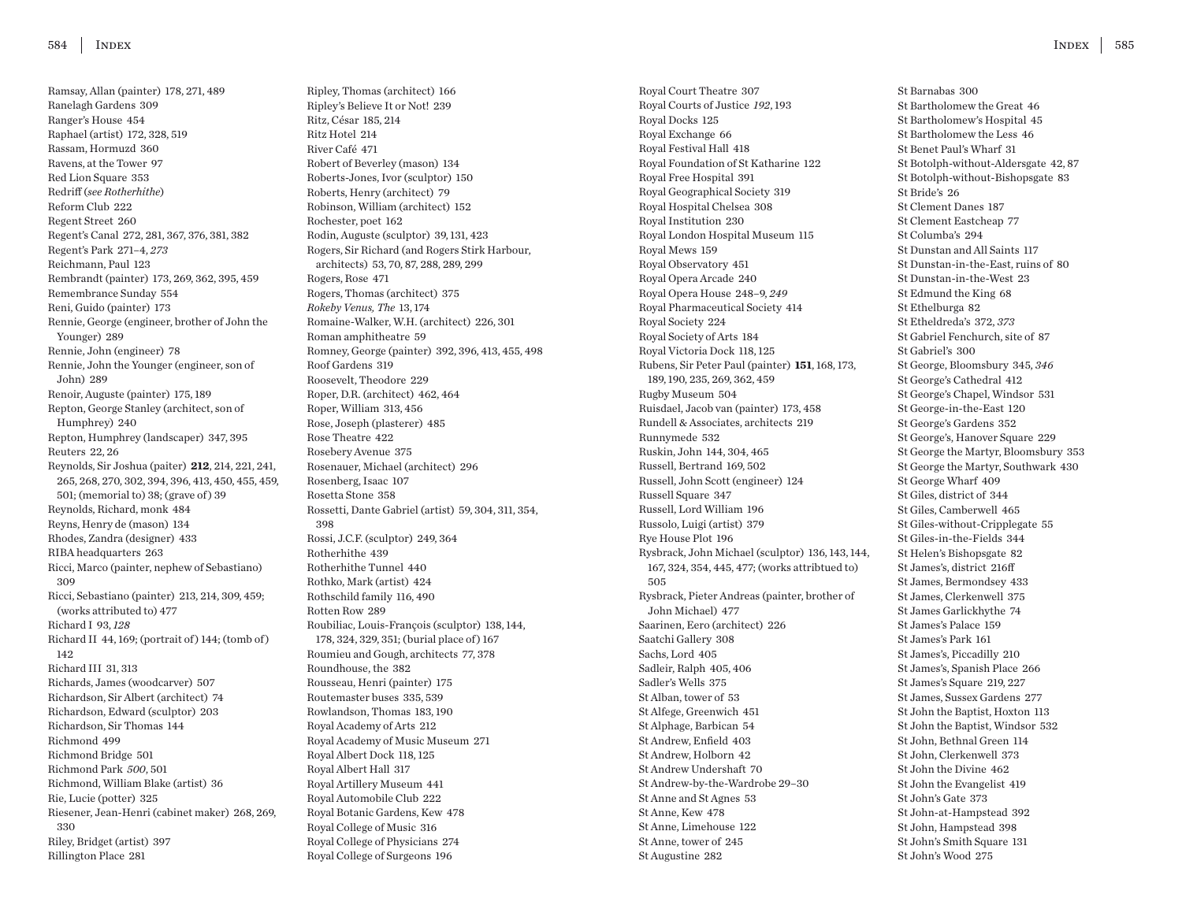Ramsay, Allan (painter) 178, 271, 489
Ranelagh Gardens 309
Ranger's House 454
Raphael (artist) 172, 328, 519
Rassam, Hormuzd 360
Ravens, at the Tower 97
Red Lion Square 353
Redriff (*see Rotherhithe*)
Reform Club 222
Regent Street 260
Regent's Canal 272, 281, 367, 376, 381, 382
Regent's Park 271–4, *273*
Reichmann, Paul 123
Rembrandt (painter) 173, 269, 362, 395, 459
Remembrance Sunday 554
Reni, Guido (painter) 173
Rennie, George (engineer, brother of John the Younger) 289
Rennie, John (engineer) 78
Rennie, John the Younger (engineer, son of John) 289
Renoir, Auguste (painter) 175, 189
Repton, George Stanley (architect, son of Humphrey) 240
Repton, Humphrey (landscaper) 347, 395
Reuters 22, 26
Reynolds, Sir Joshua (paiter) **212**, 214, 221, 241, 265, 268, 270, 302, 394, 396, 413, 450, 455, 459, 501; (memorial to) 38; (grave of) 39
Reynolds, Richard, monk 484
Reyns, Henry de (mason) 134
Rhodes, Zandra (designer) 433
RIBA headquarters 263
Ricci, Marco (painter, nephew of Sebastiano) 309
Ricci, Sebastiano (painter) 213, 214, 309, 459; (works attributed to) 477
Richard I 93, *128*
Richard II 44, 169; (portrait of) 144; (tomb of) 142
Richard III 31, 313
Richards, James (woodcarver) 507
Richardson, Sir Albert (architect) 74
Richardson, Edward (sculptor) 203
Richardson, Sir Thomas 144
Richmond 499
Richmond Bridge 501
Richmond Park *500*, 501
Richmond, William Blake (artist) 36
Rie, Lucie (potter) 325
Riesener, Jean-Henri (cabinet maker) 268, 269, 330
Riley, Bridget (artist) 397
Rillington Place 281
Ripley, Thomas (architect) 166
Ripley's Believe It or Not! 239
Ritz, César 185, 214
Ritz Hotel 214
River Café 471
Robert of Beverley (mason) 134
Roberts-Jones, Ivor (sculptor) 150
Roberts, Henry (architect) 79
Robinson, William (architect) 152
Rochester, poet 162
Rodin, Auguste (sculptor) 39, 131, 423
Rogers, Sir Richard (and Rogers Stirk Harbour, architects) 53, 70, 87, 288, 289, 299
Rogers, Rose 471
Rogers, Thomas (architect) 375
*Rokeby Venus, The* 13, 174
Romaine-Walker, W.H. (architect) 226, 301
Roman amphitheatre 59
Romney, George (painter) 392, 396, 413, 455, 498
Roof Gardens 319
Roosevelt, Theodore 229
Roper, D.R. (architect) 462, 464
Roper, William 313, 456
Rose, Joseph (plasterer) 485
Rose Theatre 422
Rosebery Avenue 375
Rosenauer, Michael (architect) 296
Rosenberg, Isaac 107
Rosetta Stone 358
Rossetti, Dante Gabriel (artist) 59, 304, 311, 354, 398
Rossi, J.C.F. (sculptor) 249, 364
Rotherhithe 439
Rotherhithe Tunnel 440
Rothko, Mark (artist) 424
Rothschild family 116, 490
Rotten Row 289
Roubiliac, Louis-François (sculptor) 138, 144, 178, 324, 329, 351; (burial place of) 167
Roumieu and Gough, architects 77, 378
Roundhouse, the 382
Rousseau, Henri (painter) 175
Routemaster buses 335, 539
Rowlandson, Thomas 183, 190
Royal Academy of Arts 212
Royal Academy of Music Museum 271
Royal Albert Dock 118, 125
Royal Albert Hall 317
Royal Artillery Museum 441
Royal Automobile Club 222
Royal Botanic Gardens, Kew 478
Royal College of Music 316
Royal College of Physicians 274
Royal College of Surgeons 196
Royal Court Theatre 307
Royal Courts of Justice *192*, 193
Royal Docks 125
Royal Exchange 66
Royal Festival Hall 418
Royal Foundation of St Katharine 122
Royal Free Hospital 391
Royal Geographical Society 319
Royal Hospital Chelsea 308
Royal Institution 230
Royal London Hospital Museum 115
Royal Mews 159
Royal Observatory 451
Royal Opera Arcade 240
Royal Opera House 248–9, *249*
Royal Pharmaceutical Society 414
Royal Society 224
Royal Society of Arts 184
Royal Victoria Dock 118, 125
Rubens, Sir Peter Paul (painter) **151**, 168, 173, 189, 190, 235, 269, 362, 459
Rugby Museum 504
Ruisdael, Jacob van (painter) 173, 458
Rundell & Associates, architects 219
Runnymede 532
Ruskin, John 144, 304, 465
Russell, Bertrand 169, 502
Russell, John Scott (engineer) 124
Russell Square 347
Russell, Lord William 196
Russolo, Luigi (artist) 379
Rye House Plot 196
Rysbrack, John Michael (sculptor) 136, 143, 144, 167, 324, 354, 445, 477; (works attribtued to) 505
Rysbrack, Pieter Andreas (painter, brother of John Michael) 477
Saarinen, Eero (architect) 226
Saatchi Gallery 308
Sachs, Lord 405
Sadleir, Ralph 405, 406
Sadler's Wells 375
St Alban, tower of 53
St Alfege, Greenwich 451
St Alphage, Barbican 54
St Andrew, Enfield 403
St Andrew, Holborn 42
St Andrew Undershaft 70
St Andrew-by-the-Wardrobe 29–30
St Anne and St Agnes 53
St Anne, Kew 478
St Anne, Limehouse 122
St Anne, tower of 245
St Augustine 282
St Barnabas 300
St Bartholomew the Great 46
St Bartholomew's Hospital 45
St Bartholomew the Less 46
St Benet Paul's Wharf 31
St Botolph-without-Aldersgate 42, 87
St Botolph-without-Bishopsgate 83
St Bride's 26
St Clement Danes 187
St Clement Eastcheap 77
St Columba's 294
St Dunstan and All Saints 117
St Dunstan-in-the-East, ruins of 80
St Dunstan-in-the-West 23
St Edmund the King 68
St Ethelburga 82
St Etheldreda's 372, *373*
St Gabriel Fenchurch, site of 87
St Gabriel's 300
St George, Bloomsbury 345, *346*
St George's Cathedral 412
St George's Chapel, Windsor 531
St George-in-the-East 120
St George's Gardens 352
St George's, Hanover Square 229
St George the Martyr, Bloomsbury 353
St George the Martyr, Southwark 430
St George Wharf 409
St Giles, district of 344
St Giles, Camberwell 465
St Giles-without-Cripplegate 55
St Giles-in-the-Fields 344
St Helen's Bishopsgate 82
St James's, district 216ff
St James, Bermondsey 433
St James, Clerkenwell 375
St James Garlickhythe 74
St James's Palace 159
St James's Park 161
St James's, Piccadilly 210
St James's, Spanish Place 266
St James's Square 219, 227
St James, Sussex Gardens 277
St John the Baptist, Hoxton 113
St John the Baptist, Windsor 532
St John, Bethnal Green 114
St John, Clerkenwell 373
St John the Divine 462
St John the Evangelist 419
St John's Gate 373
St John-at-Hampstead 392
St John, Hampstead 398
St John's Smith Square 131
St John's Wood 275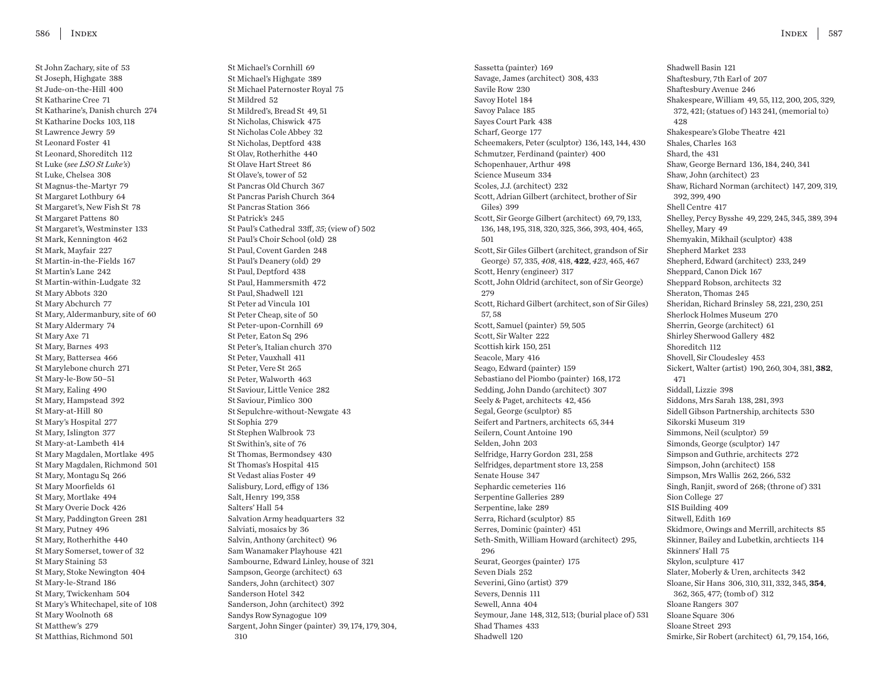St John Zachary, site of 53
St Joseph, Highgate 388
St Jude-on-the-Hill 400
St Katharine Cree 71
St Katharine's, Danish church 274
St Katharine Docks 103, 118
St Lawrence Jewry 59
St Leonard Foster 41
St Leonard, Shoreditch 112
St Luke (*see LSO St Luke's*)
St Luke, Chelsea 308
St Magnus-the-Martyr 79
St Margaret Lothbury 64
St Margaret's, New Fish St 78
St Margaret Pattens 80
St Margaret's, Westminster 133
St Mark, Kennington 462
St Mark, Mayfair 227
St Martin-in-the-Fields 167
St Martin's Lane 242
St Martin-within-Ludgate 32
St Mary Abbots 320
St Mary Abchurch 77
St Mary, Aldermanbury, site of 60
St Mary Aldermary 74
St Mary Axe 71
St Mary, Barnes 493
St Mary, Battersea 466
St Marylebone church 271
St Mary-le-Bow 50–51
St Mary, Ealing 490
St Mary, Hampstead 392
St Mary-at-Hill 80
St Mary's Hospital 277
St Mary, Islington 377
St Mary-at-Lambeth 414
St Mary Magdalen, Mortlake 495
St Mary Magdalen, Richmond 501
St Mary, Montagu Sq 266
St Mary Moorfields 61
St Mary, Mortlake 494
St Mary Overie Dock 426
St Mary, Paddington Green 281
St Mary, Putney 496
St Mary, Rotherhithe 440
St Mary Somerset, tower of 32
St Mary Staining 53
St Mary, Stoke Newington 404
St Mary-le-Strand 186
St Mary, Twickenham 504
St Mary's Whitechapel, site of 108
St Mary Woolnoth 68
St Matthew's 279
St Matthias, Richmond 501
St Michael's Cornhill 69
St Michael's Highgate 389
St Michael Paternoster Royal 75
St Mildred 52
St Mildred's, Bread St 49, 51
St Nicholas, Chiswick 475
St Nicholas Cole Abbey 32
St Nicholas, Deptford 438
St Olav, Rotherhithe 440
St Olave Hart Street 86
St Olave's, tower of 52
St Pancras Old Church 367
St Pancras Parish Church 364
St Pancras Station 366
St Patrick's 245
St Paul's Cathedral 33ff, *35*; (view of) 502
St Paul's Choir School (old) 28
St Paul, Covent Garden 248
St Paul's Deanery (old) 29
St Paul, Deptford 438
St Paul, Hammersmith 472
St Paul, Shadwell 121
St Peter ad Vincula 101
St Peter Cheap, site of 50
St Peter-upon-Cornhill 69
St Peter, Eaton Sq 296
St Peter's, Italian church 370
St Peter, Vauxhall 411
St Peter, Vere St 265
St Peter, Walworth 463
St Saviour, Little Venice 282
St Saviour, Pimlico 300
St Sepulchre-without-Newgate 43
St Sophia 279
St Stephen Walbrook 73
St Swithin's, site of 76
St Thomas, Bermondsey 430
St Thomas's Hospital 415
St Vedast alias Foster 49
Salisbury, Lord, effigy of 136
Salt, Henry 199, 358
Salters' Hall 54
Salvation Army headquarters 32
Salviati, mosaics by 36
Salvin, Anthony (architect) 96
Sam Wanamaker Playhouse 421
Sambourne, Edward Linley, house of 321
Sampson, George (architect) 63
Sanders, John (architect) 307
Sanderson Hotel 342
Sanderson, John (architect) 392
Sandys Row Synagogue 109
Sargent, John Singer (painter) 39, 174, 179, 304, 310
Sassetta (painter) 169
Savage, James (architect) 308, 433
Savile Row 230
Savoy Hotel 184
Savoy Palace 185
Sayes Court Park 438
Scharf, George 177
Scheemakers, Peter (sculptor) 136, 143, 144, 430
Schmutzer, Ferdinand (painter) 400
Schopenhauer, Arthur 498
Science Museum 334
Scoles, J.J. (architect) 232
Scott, Adrian Gilbert (architect, brother of Sir Giles) 399
Scott, Sir George Gilbert (architect) 69, 79, 133, 136, 148, 195, 318, 320, 325, 366, 393, 404, 465, 501
Scott, Sir Giles Gilbert (architect, grandson of Sir George) 57, 335, *408*, 418, **422**, *423*, 465, 467
Scott, Henry (engineer) 317
Scott, John Oldrid (architect, son of Sir George) 279
Scott, Richard Gilbert (architect, son of Sir Giles) 57, 58
Scott, Samuel (painter) 59, 505
Scott, Sir Walter 222
Scottish kirk 150, 251
Seacole, Mary 416
Seago, Edward (painter) 159
Sebastiano del Piombo (painter) 168, 172
Sedding, John Dando (architect) 307
Seely & Paget, architects 42, 456
Segal, George (sculptor) 85
Seifert and Partners, architects 65, 344
Seilern, Count Antoine 190
Selden, John 203
Selfridge, Harry Gordon 231, 258
Selfridges, department store 13, 258
Senate House 347
Sephardic cemeteries 116
Serpentine Galleries 289
Serpentine, lake 289
Serra, Richard (sculptor) 85
Serres, Dominic (painter) 451
Seth-Smith, William Howard (architect) 295, 296
Seurat, Georges (painter) 175
Seven Dials 252
Severini, Gino (artist) 379
Severs, Dennis 111
Sewell, Anna 404
Seymour, Jane 148, 312, 513; (burial place of) 531
Shad Thames 433
Shadwell 120
Shadwell Basin 121
Shaftesbury, 7th Earl of 207
Shaftesbury Avenue 246
Shakespeare, William 49, 55, 112, 200, 205, 329, 372, 421; (statues of) 143 241, (memorial to) 428
Shakespeare's Globe Theatre 421
Shales, Charles 163
Shard, the 431
Shaw, George Bernard 136, 184, 240, 341
Shaw, John (architect) 23
Shaw, Richard Norman (architect) 147, 209, 319, 392, 399, 490
Shell Centre 417
Shelley, Percy Bysshe 49, 229, 245, 345, 389, 394
Shelley, Mary 49
Shemyakin, Mikhail (sculptor) 438
Shepherd Market 233
Shepherd, Edward (architect) 233, 249
Sheppard, Canon Dick 167
Sheppard Robson, architects 32
Sheraton, Thomas 245
Sheridan, Richard Brinsley 58, 221, 230, 251
Sherlock Holmes Museum 270
Sherrin, George (architect) 61
Shirley Sherwood Gallery 482
Shoreditch 112
Shovell, Sir Cloudesley 453
Sickert, Walter (artist) 190, 260, 304, 381, **382**, 471
Siddall, Lizzie 398
Siddons, Mrs Sarah 138, 281, 393
Sidell Gibson Partnership, architects 530
Sikorski Museum 319
Simmons, Neil (sculptor) 59
Simonds, George (sculptor) 147
Simpson and Guthrie, architects 272
Simpson, John (architect) 158
Simpson, Mrs Wallis 262, 266, 532
Singh, Ranjit, sword of 268; (throne of) 331
Sion College 27
SIS Building 409
Sitwell, Edith 169
Skidmore, Owings and Merrill, architects 85
Skinner, Bailey and Lubetkin, archtiects 114
Skinners' Hall 75
Skylon, sculpture 417
Slater, Moberly & Uren, architects 342
Sloane, Sir Hans 306, 310, 311, 332, 345, **354**, 362, 365, 477; (tomb of) 312
Sloane Rangers 307
Sloane Square 306
Sloane Street 293
Smirke, Sir Robert (architect) 61, 79, 154, 166,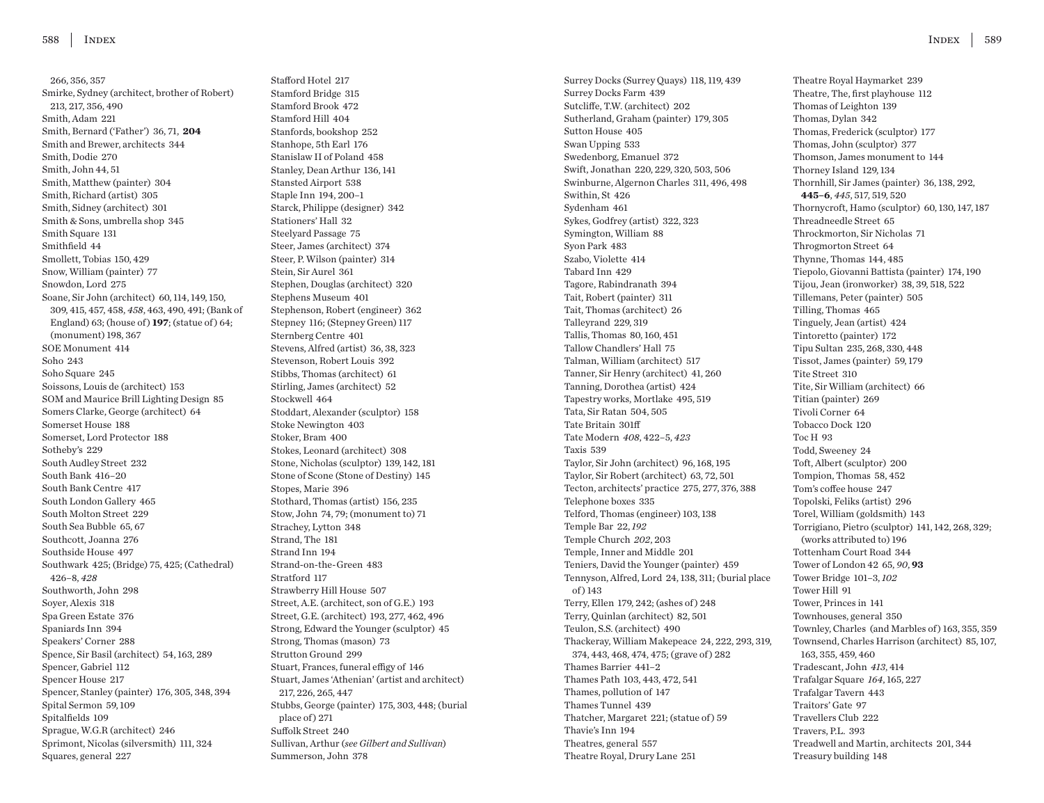266, 356, 357
Smirke, Sydney (architect, brother of Robert) 213, 217, 356, 490
Smith, Adam 221
Smith, Bernard ('Father') 36, 71, **204**
Smith and Brewer, architects 344
Smith, Dodie 270
Smith, John 44, 51
Smith, Matthew (painter) 304
Smith, Richard (artist) 305
Smith, Sidney (architect) 301
Smith & Sons, umbrella shop 345
Smith Square 131
Smithfield 44
Smollett, Tobias 150, 429
Snow, William (painter) 77
Snowdon, Lord 275
Soane, Sir John (architect) 60, 114, 149, 150, 309, 415, 457, 458, *458*, 463, 490, 491; (Bank of England) 63; (house of) **197**; (statue of) 64; (monument) 198, 367
SOE Monument 414
Soho 243
Soho Square 245
Soissons, Louis de (architect) 153
SOM and Maurice Brill Lighting Design 85
Somers Clarke, George (architect) 64
Somerset House 188
Somerset, Lord Protector 188
Sotheby's 229
South Audley Street 232
South Bank 416–20
South Bank Centre 417
South London Gallery 465
South Molton Street 229
South Sea Bubble 65, 67
Southcott, Joanna 276
Southside House 497
Southwark 425; (Bridge) 75, 425; (Cathedral) 426–8, *428*
Southworth, John 298
Soyer, Alexis 318
Spa Green Estate 376
Spaniards Inn 394
Speakers' Corner 288
Spence, Sir Basil (architect) 54, 163, 289
Spencer, Gabriel 112
Spencer House 217
Spencer, Stanley (painter) 176, 305, 348, 394
Spital Sermon 59, 109
Spitalfields 109
Sprague, W.G.R (architect) 246
Sprimont, Nicolas (silversmith) 111, 324
Squares, general 227
Stafford Hotel 217
Stamford Bridge 315
Stamford Brook 472
Stamford Hill 404
Stanfords, bookshop 252
Stanhope, 5th Earl 176
Stanislaw II of Poland 458
Stanley, Dean Arthur 136, 141
Stansted Airport 538
Staple Inn 194, 200–1
Starck, Philippe (designer) 342
Stationers' Hall 32
Steelyard Passage 75
Steer, James (architect) 374
Steer, P. Wilson (painter) 314
Stein, Sir Aurel 361
Stephen, Douglas (architect) 320
Stephens Museum 401
Stephenson, Robert (engineer) 362
Stepney 116; (Stepney Green) 117
Sternberg Centre 401
Stevens, Alfred (artist) 36, 38, 323
Stevenson, Robert Louis 392
Stibbs, Thomas (architect) 61
Stirling, James (architect) 52
Stockwell 464
Stoddart, Alexander (sculptor) 158
Stoke Newington 403
Stoker, Bram 400
Stokes, Leonard (architect) 308
Stone, Nicholas (sculptor) 139, 142, 181
Stone of Scone (Stone of Destiny) 145
Stopes, Marie 396
Stothard, Thomas (artist) 156, 235
Stow, John 74, 79; (monument to) 71
Strachey, Lytton 348
Strand, The 181
Strand Inn 194
Strand-on-the-Green 483
Stratford 117
Strawberry Hill House 507
Street, A.E. (architect, son of G.E.) 193
Street, G.E. (architect) 193, 277, 462, 496
Strong, Edward the Younger (sculptor) 45
Strong, Thomas (mason) 73
Strutton Ground 299
Stuart, Frances, funeral effigy of 146
Stuart, James 'Athenian' (artist and architect) 217, 226, 265, 447
Stubbs, George (painter) 175, 303, 448; (burial place of) 271
Suffolk Street 240
Sullivan, Arthur (*see Gilbert and Sullivan*)
Summerson, John 378
Surrey Docks (Surrey Quays) 118, 119, 439
Surrey Docks Farm 439
Sutcliffe, T.W. (architect) 202
Sutherland, Graham (painter) 179, 305
Sutton House 405
Swan Upping 533
Swedenborg, Emanuel 372
Swift, Jonathan 220, 229, 320, 503, 506
Swinburne, Algernon Charles 311, 496, 498
Swithin, St 426
Sydenham 461
Sykes, Godfrey (artist) 322, 323
Symington, William 88
Syon Park 483
Szabo, Violette 414
Tabard Inn 429
Tagore, Rabindranath 394
Tait, Robert (painter) 311
Tait, Thomas (architect) 26
Talleyrand 229, 319
Tallis, Thomas 80, 160, 451
Tallow Chandlers' Hall 75
Talman, William (architect) 517
Tanner, Sir Henry (architect) 41, 260
Tanning, Dorothea (artist) 424
Tapestry works, Mortlake 495, 519
Tata, Sir Ratan 504, 505
Tate Britain 301ff
Tate Modern *408*, 422–5, *423*
Taxis 539
Taylor, Sir John (architect) 96, 168, 195
Taylor, Sir Robert (architect) 63, 72, 501
Tecton, architects' practice 275, 277, 376, 388
Telephone boxes 335
Telford, Thomas (engineer) 103, 138
Temple Bar 22, *192*
Temple Church *202*, 203
Temple, Inner and Middle 201
Teniers, David the Younger (painter) 459
Tennyson, Alfred, Lord 24, 138, 311; (burial place of) 143
Terry, Ellen 179, 242; (ashes of) 248
Terry, Quinlan (architect) 82, 501
Teulon, S.S. (architect) 490
Thackeray, William Makepeace 24, 222, 293, 319, 374, 443, 468, 474, 475; (grave of) 282
Thames Barrier 441–2
Thames Path 103, 443, 472, 541
Thames, pollution of 147
Thames Tunnel 439
Thatcher, Margaret 221; (statue of) 59
Thavie's Inn 194
Theatres, general 557
Theatre Royal, Drury Lane 251
Theatre Royal Haymarket 239
Theatre, The, first playhouse 112
Thomas of Leighton 139
Thomas, Dylan 342
Thomas, Frederick (sculptor) 177
Thomas, John (sculptor) 377
Thomson, James monument to 144
Thorney Island 129, 134
Thornhill, Sir James (painter) 36, 138, 292, **445–6**, *445*, 517, 519, 520
Thornycroft, Hamo (sculptor) 60, 130, 147, 187
Threadneedle Street 65
Throckmorton, Sir Nicholas 71
Throgmorton Street 64
Thynne, Thomas 144, 485
Tiepolo, Giovanni Battista (painter) 174, 190
Tijou, Jean (ironworker) 38, 39, 518, 522
Tillemans, Peter (painter) 505
Tilling, Thomas 465
Tinguely, Jean (artist) 424
Tintoretto (painter) 172
Tipu Sultan 235, 268, 330, 448
Tissot, James (painter) 59, 179
Tite Street 310
Tite, Sir William (architect) 66
Titian (painter) 269
Tivoli Corner 64
Tobacco Dock 120
Toc H 93
Todd, Sweeney 24
Toft, Albert (sculptor) 200
Tompion, Thomas 58, 452
Tom's coffee house 247
Topolski, Feliks (artist) 296
Torel, William (goldsmith) 143
Torrigiano, Pietro (sculptor) 141, 142, 268, 329; (works attributed to) 196
Tottenham Court Road 344
Tower of London 42 65, *90*, **93**
Tower Bridge 101–3, *102*
Tower Hill 91
Tower, Princes in 141
Townhouses, general 350
Townley, Charles (and Marbles of) 163, 355, 359
Townsend, Charles Harrison (architect) 85, 107, 163, 355, 459, 460
Tradescant, John *413*, 414
Trafalgar Square *164*, 165, 227
Trafalgar Tavern 443
Traitors' Gate 97
Travellers Club 222
Travers, P.L. 393
Treadwell and Martin, architects 201, 344
Treasury building 148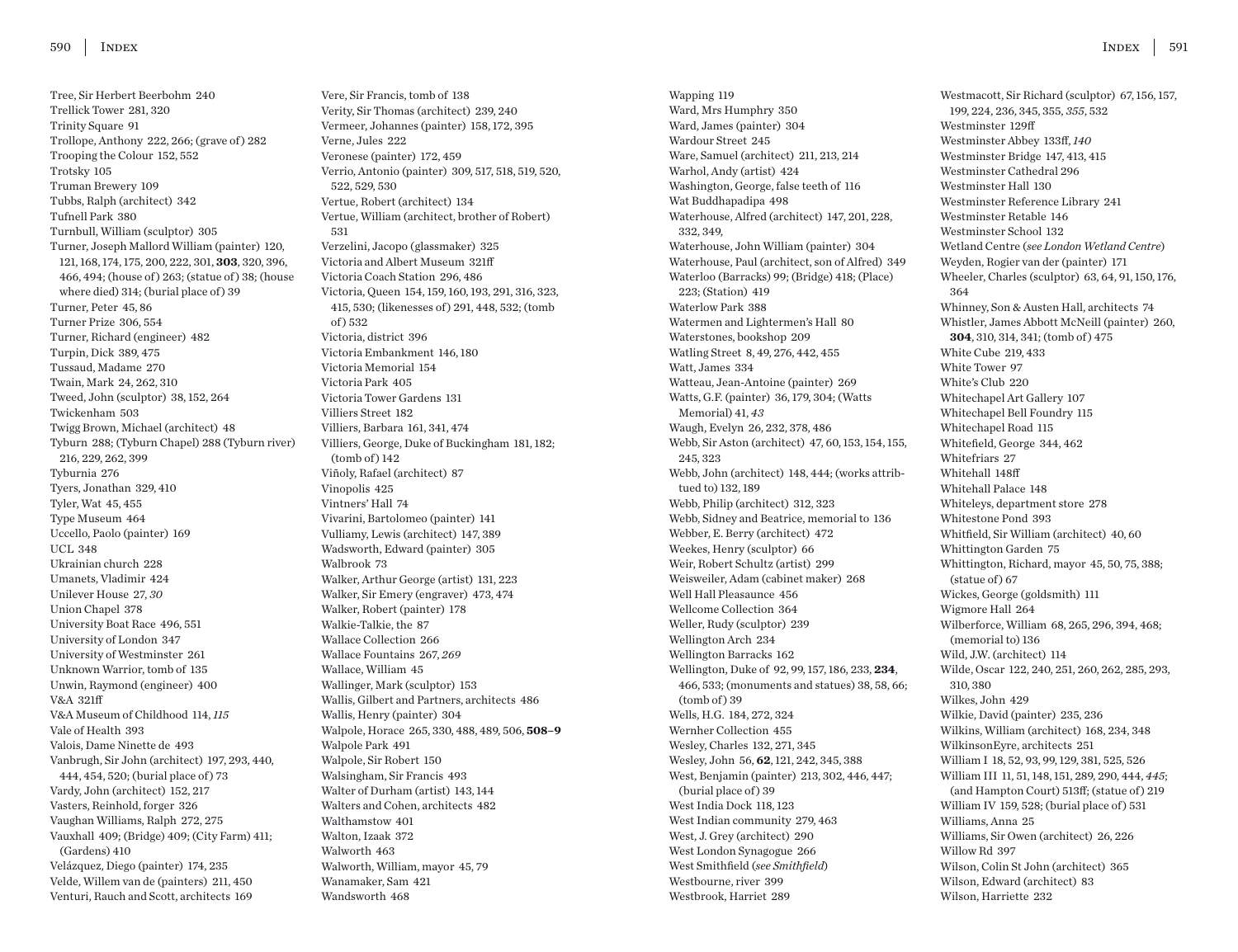Tree, Sir Herbert Beerbohm 240
Trellick Tower 281, 320
Trinity Square 91
Trollope, Anthony 222, 266; (grave of) 282
Trooping the Colour 152, 552
Trotsky 105
Truman Brewery 109
Tubbs, Ralph (architect) 342
Tufnell Park 380
Turnbull, William (sculptor) 305
Turner, Joseph Mallord William (painter) 120, 121, 168, 174, 175, 200, 222, 301, **303**, 320, 396, 466, 494; (house of) 263; (statue of) 38; (house where died) 314; (burial place of) 39
Turner, Peter 45, 86
Turner Prize 306, 554
Turner, Richard (engineer) 482
Turpin, Dick 389, 475
Tussaud, Madame 270
Twain, Mark 24, 262, 310
Tweed, John (sculptor) 38, 152, 264
Twickenham 503
Twigg Brown, Michael (architect) 48
Tyburn 288; (Tyburn Chapel) 288 (Tyburn river) 216, 229, 262, 399
Tyburnia 276
Tyers, Jonathan 329, 410
Tyler, Wat 45, 455
Type Museum 464
Uccello, Paolo (painter) 169
UCL 348
Ukrainian church 228
Umanets, Vladimir 424
Unilever House 27, *30*
Union Chapel 378
University Boat Race 496, 551
University of London 347
University of Westminster 261
Unknown Warrior, tomb of 135
Unwin, Raymond (engineer) 400
V&A 321ff
V&A Museum of Childhood 114, *115*
Vale of Health 393
Valois, Dame Ninette de 493
Vanbrugh, Sir John (architect) 197, 293, 440, 444, 454, 520; (burial place of) 73
Vardy, John (architect) 152, 217
Vasters, Reinhold, forger 326
Vaughan Williams, Ralph 272, 275
Vauxhall 409; (Bridge) 409; (City Farm) 411; (Gardens) 410
Velázquez, Diego (painter) 174, 235
Velde, Willem van de (painters) 211, 450
Venturi, Rauch and Scott, architects 169
Vere, Sir Francis, tomb of 138
Verity, Sir Thomas (architect) 239, 240
Vermeer, Johannes (painter) 158, 172, 395
Verne, Jules 222
Veronese (painter) 172, 459
Verrio, Antonio (painter) 309, 517, 518, 519, 520, 522, 529, 530
Vertue, Robert (architect) 134
Vertue, William (architect, brother of Robert) 531
Verzelini, Jacopo (glassmaker) 325
Victoria and Albert Museum 321ff
Victoria Coach Station 296, 486
Victoria, Queen 154, 159, 160, 193, 291, 316, 323, 415, 530; (likenesses of) 291, 448, 532; (tomb of) 532
Victoria, district 396
Victoria Embankment 146, 180
Victoria Memorial 154
Victoria Park 405
Victoria Tower Gardens 131
Villiers Street 182
Villiers, Barbara 161, 341, 474
Villiers, George, Duke of Buckingham 181, 182; (tomb of) 142
Viñoly, Rafael (architect) 87
Vinopolis 425
Vintners' Hall 74
Vivarini, Bartolomeo (painter) 141
Vulliamy, Lewis (architect) 147, 389
Wadsworth, Edward (painter) 305
Walbrook 73
Walker, Arthur George (artist) 131, 223
Walker, Sir Emery (engraver) 473, 474
Walker, Robert (painter) 178
Walkie-Talkie, the 87
Wallace Collection 266
Wallace Fountains 267, *269*
Wallace, William 45
Wallinger, Mark (sculptor) 153
Wallis, Gilbert and Partners, architects 486
Wallis, Henry (painter) 304
Walpole, Horace 265, 330, 488, 489, 506, **508–9**
Walpole Park 491
Walpole, Sir Robert 150
Walsingham, Sir Francis 493
Walter of Durham (artist) 143, 144
Walters and Cohen, architects 482
Walthamstow 401
Walton, Izaak 372
Walworth 463
Walworth, William, mayor 45, 79
Wanamaker, Sam 421
Wandsworth 468
Wapping 119
Ward, Mrs Humphry 350
Ward, James (painter) 304
Wardour Street 245
Ware, Samuel (architect) 211, 213, 214
Warhol, Andy (artist) 424
Washington, George, false teeth of 116
Wat Buddhapadipa 498
Waterhouse, Alfred (architect) 147, 201, 228, 332, 349,
Waterhouse, John William (painter) 304
Waterhouse, Paul (architect, son of Alfred) 349
Waterloo (Barracks) 99; (Bridge) 418; (Place) 223; (Station) 419
Waterlow Park 388
Watermen and Lightermen's Hall 80
Waterstones, bookshop 209
Watling Street 8, 49, 276, 442, 455
Watt, James 334
Watteau, Jean-Antoine (painter) 269
Watts, G.F. (painter) 36, 179, 304; (Watts Memorial) 41, *43*
Waugh, Evelyn 26, 232, 378, 486
Webb, Sir Aston (architect) 47, 60, 153, 154, 155, 245, 323
Webb, John (architect) 148, 444; (works attributed to) 132, 189
Webb, Philip (architect) 312, 323
Webb, Sidney and Beatrice, memorial to 136
Webber, E. Berry (architect) 472
Weekes, Henry (sculptor) 66
Weir, Robert Schultz (artist) 299
Weisweiler, Adam (cabinet maker) 268
Well Hall Pleasaunce 456
Wellcome Collection 364
Weller, Rudy (sculptor) 239
Wellington Arch 234
Wellington Barracks 162
Wellington, Duke of 92, 99, 157, 186, 233, **234**, 466, 533; (monuments and statues) 38, 58, 66; (tomb of) 39
Wells, H.G. 184, 272, 324
Wernher Collection 455
Wesley, Charles 132, 271, 345
Wesley, John 56, **62**, 121, 242, 345, 388
West, Benjamin (painter) 213, 302, 446, 447; (burial place of) 39
West India Dock 118, 123
West Indian community 279, 463
West, J. Grey (architect) 290
West London Synagogue 266
West Smithfield (*see Smithfield*)
Westbourne, river 399
Westbrook, Harriet 289
Westmacott, Sir Richard (sculptor) 67, 156, 157, 199, 224, 236, 345, 355, *355*, 532
Westminster 129ff
Westminster Abbey 133ff, *140*
Westminster Bridge 147, 413, 415
Westminster Cathedral 296
Westminster Hall 130
Westminster Reference Library 241
Westminster Retable 146
Westminster School 132
Wetland Centre (*see London Wetland Centre*)
Weyden, Rogier van der (painter) 171
Wheeler, Charles (sculptor) 63, 64, 91, 150, 176, 364
Whinney, Son & Austen Hall, architects 74
Whistler, James Abbott McNeill (painter) 260, **304**, 310, 314, 341; (tomb of) 475
White Cube 219, 433
White Tower 97
White's Club 220
Whitechapel Art Gallery 107
Whitechapel Bell Foundry 115
Whitechapel Road 115
Whitefield, George 344, 462
Whitefriars 27
Whitehall 148ff
Whitehall Palace 148
Whiteleys, department store 278
Whitestone Pond 393
Whitfield, Sir William (architect) 40, 60
Whittington Garden 75
Whittington, Richard, mayor 45, 50, 75, 388; (statue of) 67
Wickes, George (goldsmith) 111
Wigmore Hall 264
Wilberforce, William 68, 265, 296, 394, 468; (memorial to) 136
Wild, J.W. (architect) 114
Wilde, Oscar 122, 240, 251, 260, 262, 285, 293, 310, 380
Wilkes, John 429
Wilkie, David (painter) 235, 236
Wilkins, William (architect) 168, 234, 348
WilkinsonEyre, architects 251
William I 18, 52, 93, 99, 129, 381, 525, 526
William III 11, 51, 148, 151, 289, 290, 444, *445*; (and Hampton Court) 513ff; (statue of) 219
William IV 159, 528; (burial place of) 531
Williams, Anna 25
Williams, Sir Owen (architect) 26, 226
Willow Rd 397
Wilson, Colin St John (architect) 365
Wilson, Edward (architect) 83
Wilson, Harriette 232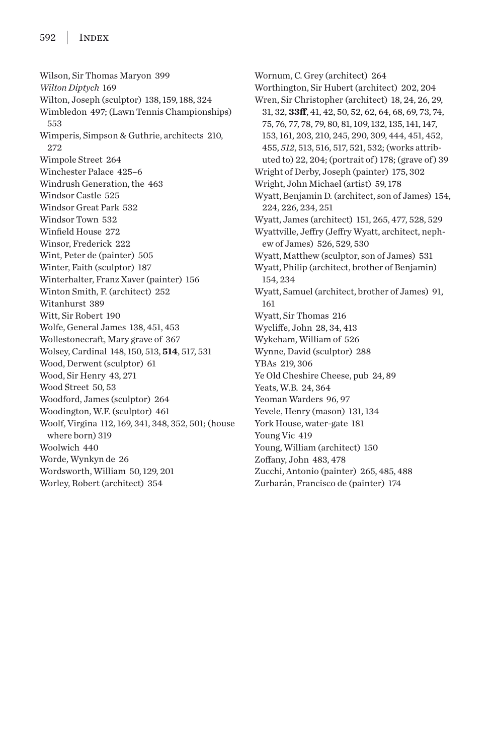Wilson, Sir Thomas Maryon 399
*Wilton Diptych* 169
Wilton, Joseph (sculptor) 138, 159, 188, 324
Wimbledon 497; (Lawn Tennis Championships) 553
Wimperis, Simpson & Guthrie, architects 210, 272
Wimpole Street 264
Winchester Palace 425–6
Windrush Generation, the 463
Windsor Castle 525
Windsor Great Park 532
Windsor Town 532
Winfield House 272
Winsor, Frederick 222
Wint, Peter de (painter) 505
Winter, Faith (sculptor) 187
Winterhalter, Franz Xaver (painter) 156
Winton Smith, F. (architect) 252
Witanhurst 389
Witt, Sir Robert 190
Wolfe, General James 138, 451, 453
Wollestonecraft, Mary grave of 367
Wolsey, Cardinal 148, 150, 513, **514**, 517, 531
Wood, Derwent (sculptor) 61
Wood, Sir Henry 43, 271
Wood Street 50, 53
Woodford, James (sculptor) 264
Woodington, W.F. (sculptor) 461
Woolf, Virgina 112, 169, 341, 348, 352, 501; (house where born) 319
Woolwich 440
Worde, Wynkyn de 26
Wordsworth, William 50, 129, 201
Worley, Robert (architect) 354
Wornum, C. Grey (architect) 264
Worthington, Sir Hubert (architect) 202, 204
Wren, Sir Christopher (architect) 18, 24, 26, 29, 31, 32, **33ff**, 41, 42, 50, 52, 62, 64, 68, 69, 73, 74, 75, 76, 77, 78, 79, 80, 81, 109, 132, 135, 141, 147, 153, 161, 203, 210, 245, 290, 309, 444, 451, 452, 455, *512*, 513, 516, 517, 521, 532; (works attributed to) 22, 204; (portrait of) 178; (grave of) 39
Wright of Derby, Joseph (painter) 175, 302
Wright, John Michael (artist) 59, 178
Wyatt, Benjamin D. (architect, son of James) 154, 224, 226, 234, 251
Wyatt, James (architect) 151, 265, 477, 528, 529
Wyattville, Jeffry (Jeffry Wyatt, architect, nephew of James) 526, 529, 530
Wyatt, Matthew (sculptor, son of James) 531
Wyatt, Philip (architect, brother of Benjamin) 154, 234
Wyatt, Samuel (architect, brother of James) 91, 161
Wyatt, Sir Thomas 216
Wycliffe, John 28, 34, 413
Wykeham, William of 526
Wynne, David (sculptor) 288
YBAs 219, 306
Ye Old Cheshire Cheese, pub 24, 89
Yeats, W.B. 24, 364
Yeoman Warders 96, 97
Yevele, Henry (mason) 131, 134
York House, water-gate 181
Young Vic 419
Young, William (architect) 150
Zoffany, John 483, 478
Zucchi, Antonio (painter) 265, 485, 488
Zurbarán, Francisco de (painter) 174